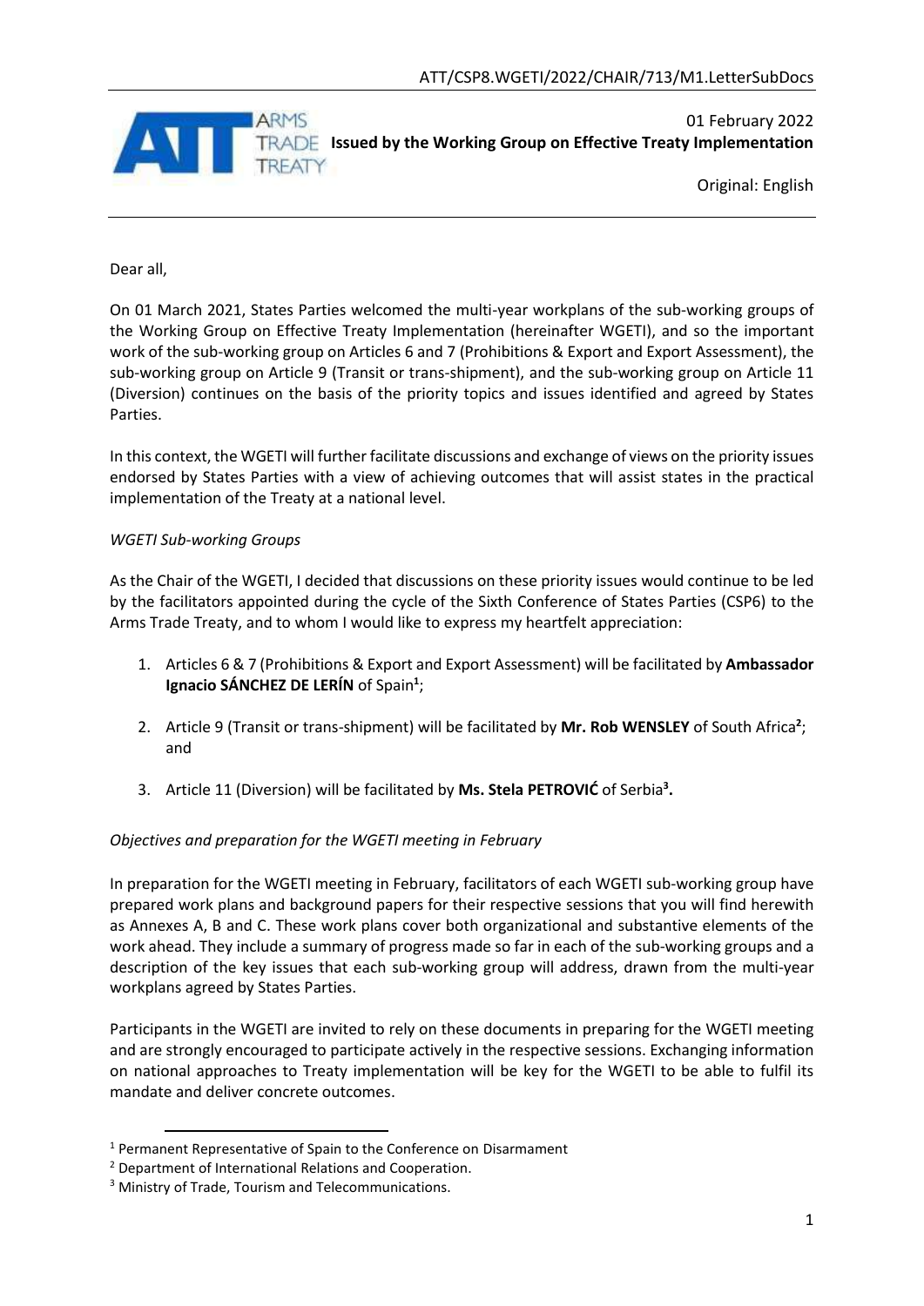ATT/CSP8.WGETI/2022/CHAIR/713/M1.LetterSubDocs

01 February 2022

**Issued by the Working Group on Effective Treaty Implementation**

Original: English

Dear all,

On 01 March 2021, States Parties welcomed the multi-year workplans of the sub-working groups of the Working Group on Effective Treaty Implementation (hereinafter WGETI), and so the important work of the sub-working group on Articles 6 and 7 (Prohibitions & Export and Export Assessment), the sub-working group on Article 9 (Transit or trans-shipment), and the sub-working group on Article 11 (Diversion) continues on the basis of the priority topics and issues identified and agreed by States Parties.

In this context, the WGETI will further facilitate discussions and exchange of views on the priority issues endorsed by States Parties with a view of achieving outcomes that will assist states in the practical implementation of the Treaty at a national level.

*WGETI Sub-working Groups*

As the Chair of the WGETI, I decided that discussions on these priority issues would continue to be led by the facilitators appointed during the cycle of the Sixth Conference of States Parties (CSP6) to the Arms Trade Treaty, and to whom I would like to express my heartfelt appreciation:

1. Articles 6 & 7 (Prohibitions & Export and Export Assessment) will be facilitated by **Ambassador Ignacio SÁNCHEZ DE LERÍN** of Spain[1];
2. Article 9 (Transit or trans-shipment) will be facilitated by **Mr. Rob WENSLEY** of South Africa[2]; and
3. Article 11 (Diversion) will be facilitated by **Ms. Stela PETROVIĆ** of Serbia[3].

*Objectives and preparation for the WGETI meeting in February*

In preparation for the WGETI meeting in February, facilitators of each WGETI sub-working group have prepared work plans and background papers for their respective sessions that you will find herewith as Annexes A, B and C. These work plans cover both organizational and substantive elements of the work ahead. They include a summary of progress made so far in each of the sub-working groups and a description of the key issues that each sub-working group will address, drawn from the multi-year workplans agreed by States Parties.

Participants in the WGETI are invited to rely on these documents in preparing for the WGETI meeting and are strongly encouraged to participate actively in the respective sessions. Exchanging information on national approaches to Treaty implementation will be key for the WGETI to be able to fulfil its mandate and deliver concrete outcomes.

[1] Permanent Representative of Spain to the Conference on Disarmament

[2] Department of International Relations and Cooperation.

[3] Ministry of Trade, Tourism and Telecommunications.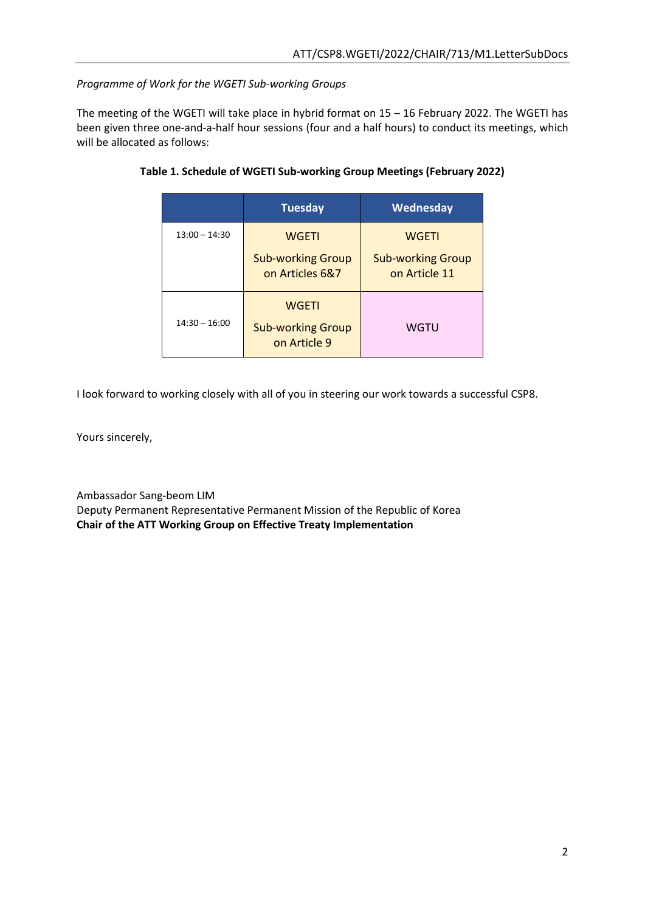*Programme of Work for the WGETI Sub-working Groups*

The meeting of the WGETI will take place in hybrid format on 15 – 16 February 2022. The WGETI has been given three one-and-a-half hour sessions (four and a half hours) to conduct its meetings, which will be allocated as follows:

**Table 1. Schedule of WGETI Sub-working Group Meetings (February 2022)**

| | Tuesday | Wednesday |
|---|---|---|
| 13:00 – 14:30 | WGETI Sub-working Group on Articles 6&7 | WGETI Sub-working Group on Article 11 |
| 14:30 – 16:00 | WGETI Sub-working Group on Article 9 | WGTU |

I look forward to working closely with all of you in steering our work towards a successful CSP8.

Yours sincerely,

Ambassador Sang-beom LIM
Deputy Permanent Representative Permanent Mission of the Republic of Korea
**Chair of the ATT Working Group on Effective Treaty Implementation**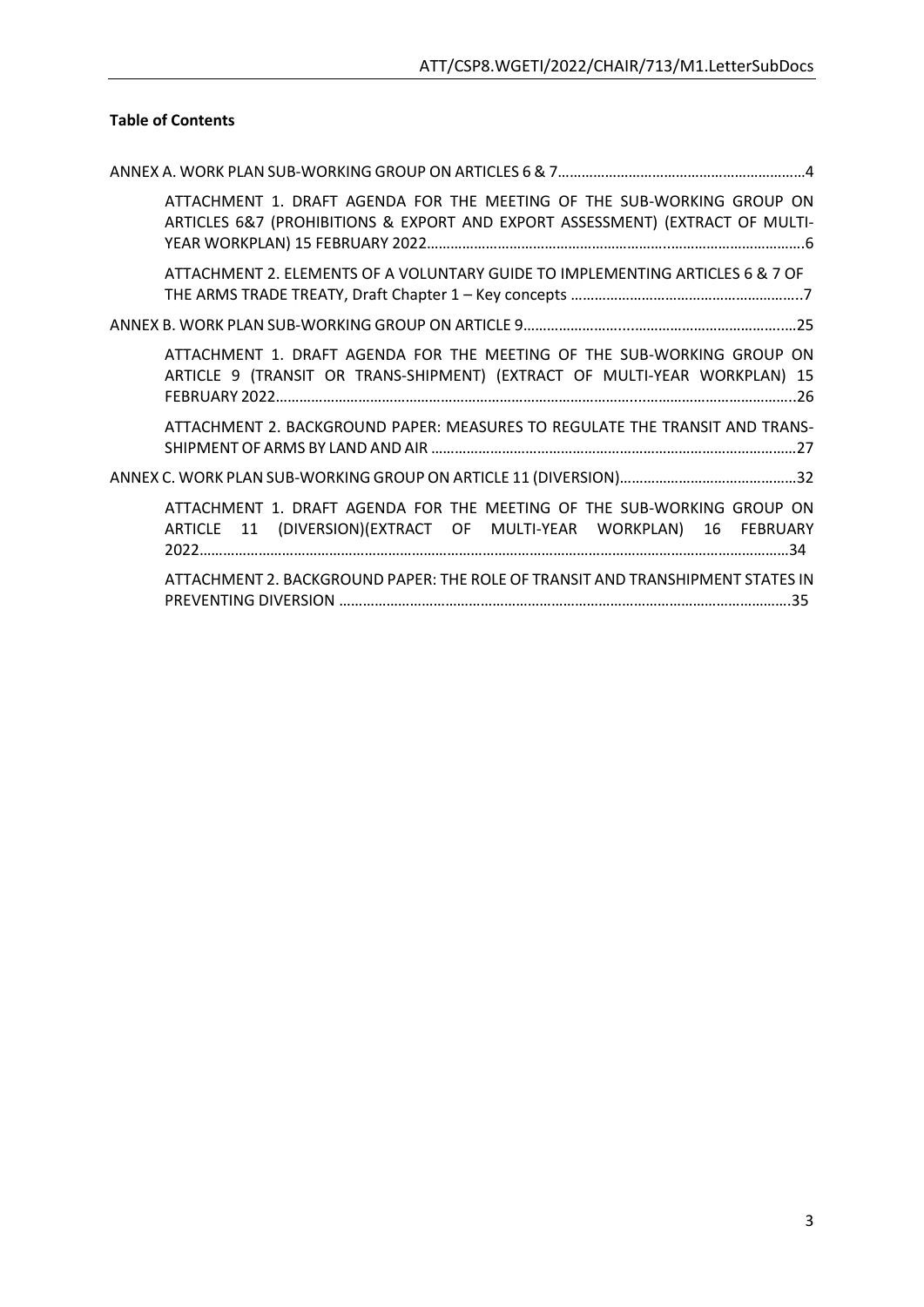**Table of Contents**

ANNEX A. WORK PLAN SUB-WORKING GROUP ON ARTICLES 6 & 7....................4

- ATTACHMENT 1. DRAFT AGENDA FOR THE MEETING OF THE SUB-WORKING GROUP ON ARTICLES 6&7 (PROHIBITIONS & EXPORT AND EXPORT ASSESSMENT) (EXTRACT OF MULTI-YEAR WORKPLAN) 15 FEBRUARY 2022....................6
- ATTACHMENT 2. ELEMENTS OF A VOLUNTARY GUIDE TO IMPLEMENTING ARTICLES 6 & 7 OF THE ARMS TRADE TREATY, Draft Chapter 1 – Key concepts....................7

ANNEX B. WORK PLAN SUB-WORKING GROUP ON ARTICLE 9....................25

- ATTACHMENT 1. DRAFT AGENDA FOR THE MEETING OF THE SUB-WORKING GROUP ON ARTICLE 9 (TRANSIT OR TRANS-SHIPMENT) (EXTRACT OF MULTI-YEAR WORKPLAN) 15 FEBRUARY 2022....................26
- ATTACHMENT 2. BACKGROUND PAPER: MEASURES TO REGULATE THE TRANSIT AND TRANS-SHIPMENT OF ARMS BY LAND AND AIR....................27

ANNEX C. WORK PLAN SUB-WORKING GROUP ON ARTICLE 11 (DIVERSION)....................32

- ATTACHMENT 1. DRAFT AGENDA FOR THE MEETING OF THE SUB-WORKING GROUP ON ARTICLE 11 (DIVERSION)(EXTRACT OF MULTI-YEAR WORKPLAN) 16 FEBRUARY 2022....................34
- ATTACHMENT 2. BACKGROUND PAPER: THE ROLE OF TRANSIT AND TRANSHIPMENT STATES IN PREVENTING DIVERSION....................35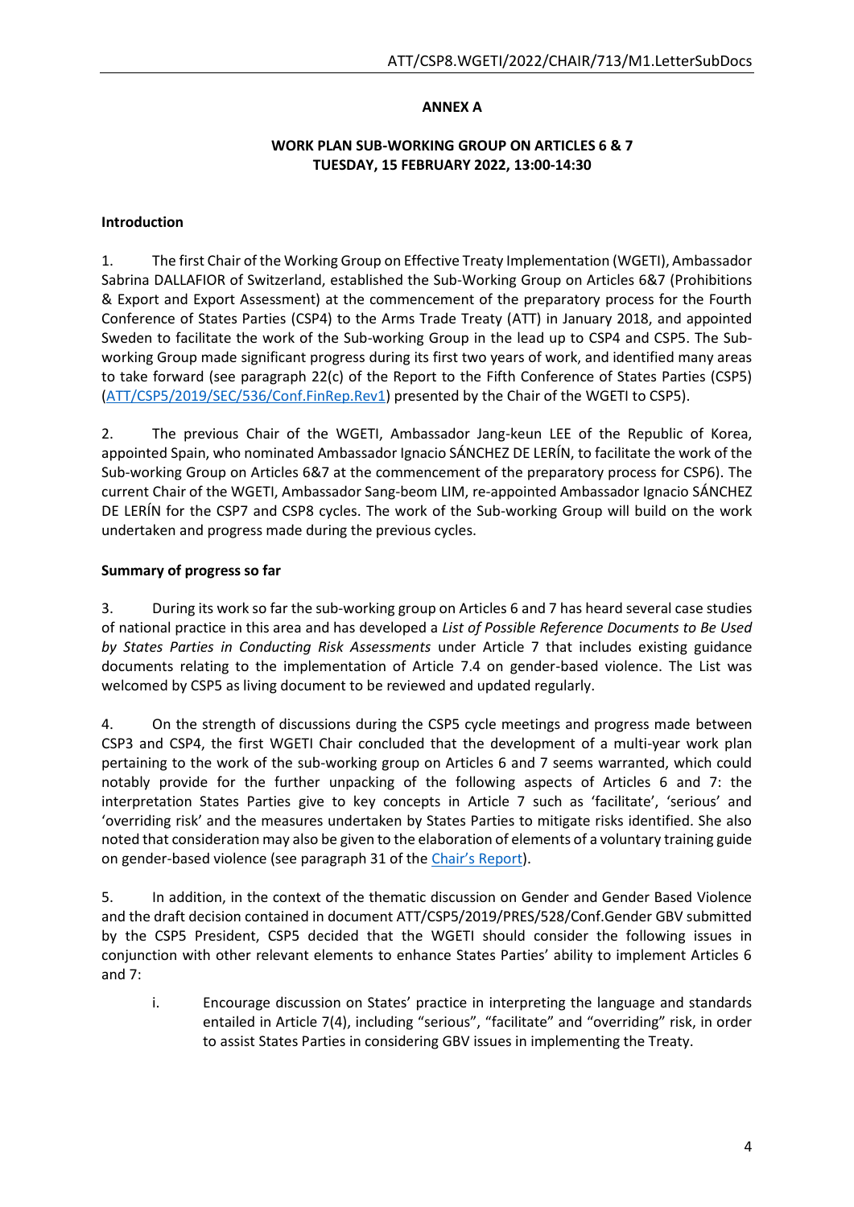**ANNEX A**

**WORK PLAN SUB-WORKING GROUP ON ARTICLES 6 & 7**
**TUESDAY, 15 FEBRUARY 2022, 13:00-14:30**

**Introduction**

1. The first Chair of the Working Group on Effective Treaty Implementation (WGETI), Ambassador Sabrina DALLAFIOR of Switzerland, established the Sub-Working Group on Articles 6&7 (Prohibitions & Export and Export Assessment) at the commencement of the preparatory process for the Fourth Conference of States Parties (CSP4) to the Arms Trade Treaty (ATT) in January 2018, and appointed Sweden to facilitate the work of the Sub-working Group in the lead up to CSP4 and CSP5. The Sub-working Group made significant progress during its first two years of work, and identified many areas to take forward (see paragraph 22(c) of the Report to the Fifth Conference of States Parties (CSP5) (ATT/CSP5/2019/SEC/536/Conf.FinRep.Rev1) presented by the Chair of the WGETI to CSP5).

2. The previous Chair of the WGETI, Ambassador Jang-keun LEE of the Republic of Korea, appointed Spain, who nominated Ambassador Ignacio SÁNCHEZ DE LERÍN, to facilitate the work of the Sub-working Group on Articles 6&7 at the commencement of the preparatory process for CSP6). The current Chair of the WGETI, Ambassador Sang-beom LIM, re-appointed Ambassador Ignacio SÁNCHEZ DE LERÍN for the CSP7 and CSP8 cycles. The work of the Sub-working Group will build on the work undertaken and progress made during the previous cycles.

**Summary of progress so far**

3. During its work so far the sub-working group on Articles 6 and 7 has heard several case studies of national practice in this area and has developed a *List of Possible Reference Documents to Be Used by States Parties in Conducting Risk Assessments* under Article 7 that includes existing guidance documents relating to the implementation of Article 7.4 on gender-based violence. The List was welcomed by CSP5 as living document to be reviewed and updated regularly.

4. On the strength of discussions during the CSP5 cycle meetings and progress made between CSP3 and CSP4, the first WGETI Chair concluded that the development of a multi-year work plan pertaining to the work of the sub-working group on Articles 6 and 7 seems warranted, which could notably provide for the further unpacking of the following aspects of Articles 6 and 7: the interpretation States Parties give to key concepts in Article 7 such as 'facilitate', 'serious' and 'overriding risk' and the measures undertaken by States Parties to mitigate risks identified. She also noted that consideration may also be given to the elaboration of elements of a voluntary training guide on gender-based violence (see paragraph 31 of the Chair's Report).

5. In addition, in the context of the thematic discussion on Gender and Gender Based Violence and the draft decision contained in document ATT/CSP5/2019/PRES/528/Conf.Gender GBV submitted by the CSP5 President, CSP5 decided that the WGETI should consider the following issues in conjunction with other relevant elements to enhance States Parties' ability to implement Articles 6 and 7:

   i. Encourage discussion on States' practice in interpreting the language and standards entailed in Article 7(4), including "serious", "facilitate" and "overriding" risk, in order to assist States Parties in considering GBV issues in implementing the Treaty.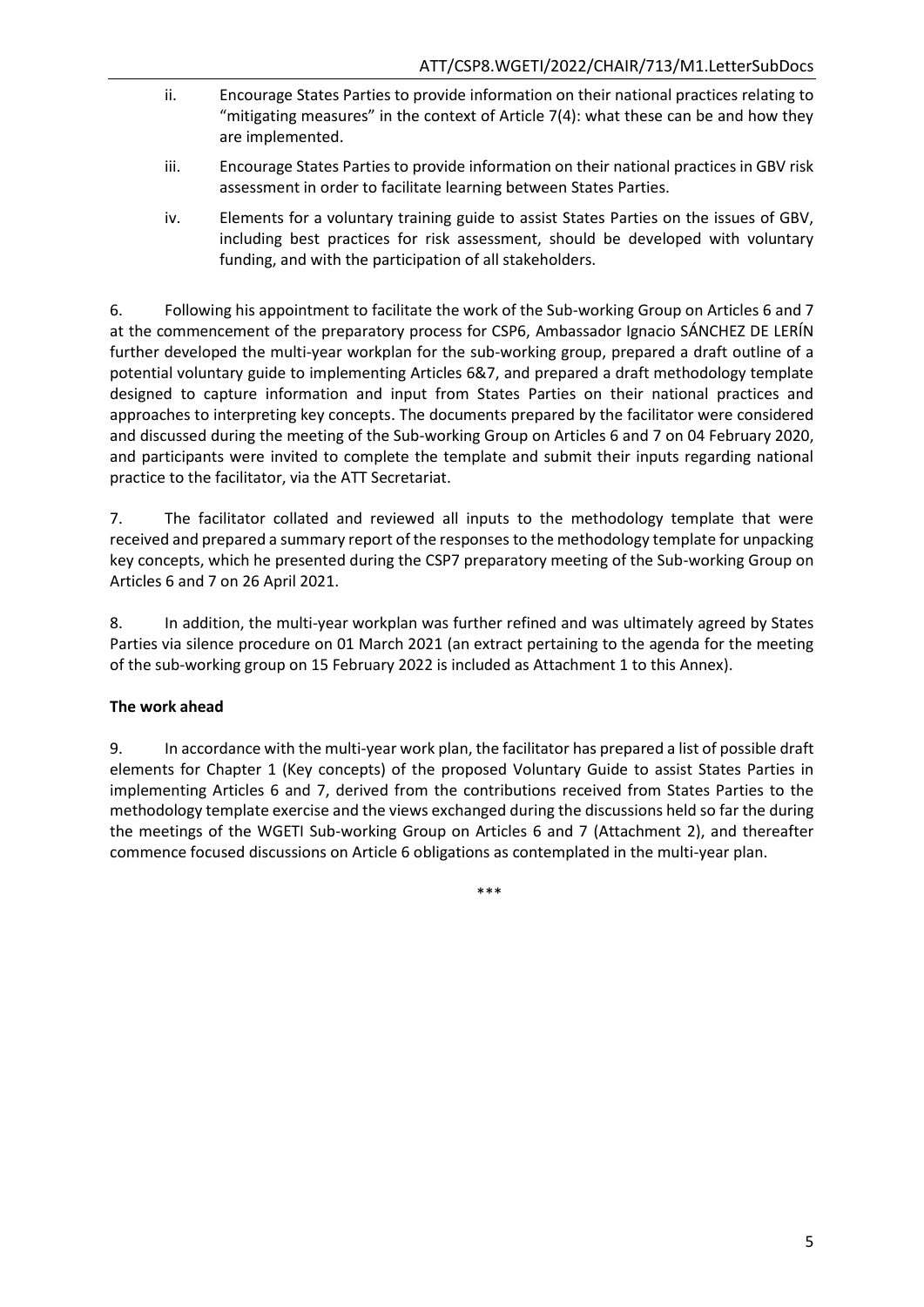ii. Encourage States Parties to provide information on their national practices relating to "mitigating measures" in the context of Article 7(4): what these can be and how they are implemented.

iii. Encourage States Parties to provide information on their national practices in GBV risk assessment in order to facilitate learning between States Parties.

iv. Elements for a voluntary training guide to assist States Parties on the issues of GBV, including best practices for risk assessment, should be developed with voluntary funding, and with the participation of all stakeholders.

6. Following his appointment to facilitate the work of the Sub-working Group on Articles 6 and 7 at the commencement of the preparatory process for CSP6, Ambassador Ignacio SÁNCHEZ DE LERÍN further developed the multi-year workplan for the sub-working group, prepared a draft outline of a potential voluntary guide to implementing Articles 6&7, and prepared a draft methodology template designed to capture information and input from States Parties on their national practices and approaches to interpreting key concepts. The documents prepared by the facilitator were considered and discussed during the meeting of the Sub-working Group on Articles 6 and 7 on 04 February 2020, and participants were invited to complete the template and submit their inputs regarding national practice to the facilitator, via the ATT Secretariat.

7. The facilitator collated and reviewed all inputs to the methodology template that were received and prepared a summary report of the responses to the methodology template for unpacking key concepts, which he presented during the CSP7 preparatory meeting of the Sub-working Group on Articles 6 and 7 on 26 April 2021.

8. In addition, the multi-year workplan was further refined and was ultimately agreed by States Parties via silence procedure on 01 March 2021 (an extract pertaining to the agenda for the meeting of the sub-working group on 15 February 2022 is included as Attachment 1 to this Annex).

**The work ahead**

9. In accordance with the multi-year work plan, the facilitator has prepared a list of possible draft elements for Chapter 1 (Key concepts) of the proposed Voluntary Guide to assist States Parties in implementing Articles 6 and 7, derived from the contributions received from States Parties to the methodology template exercise and the views exchanged during the discussions held so far the during the meetings of the WGETI Sub-working Group on Articles 6 and 7 (Attachment 2), and thereafter commence focused discussions on Article 6 obligations as contemplated in the multi-year plan.

\*\*\*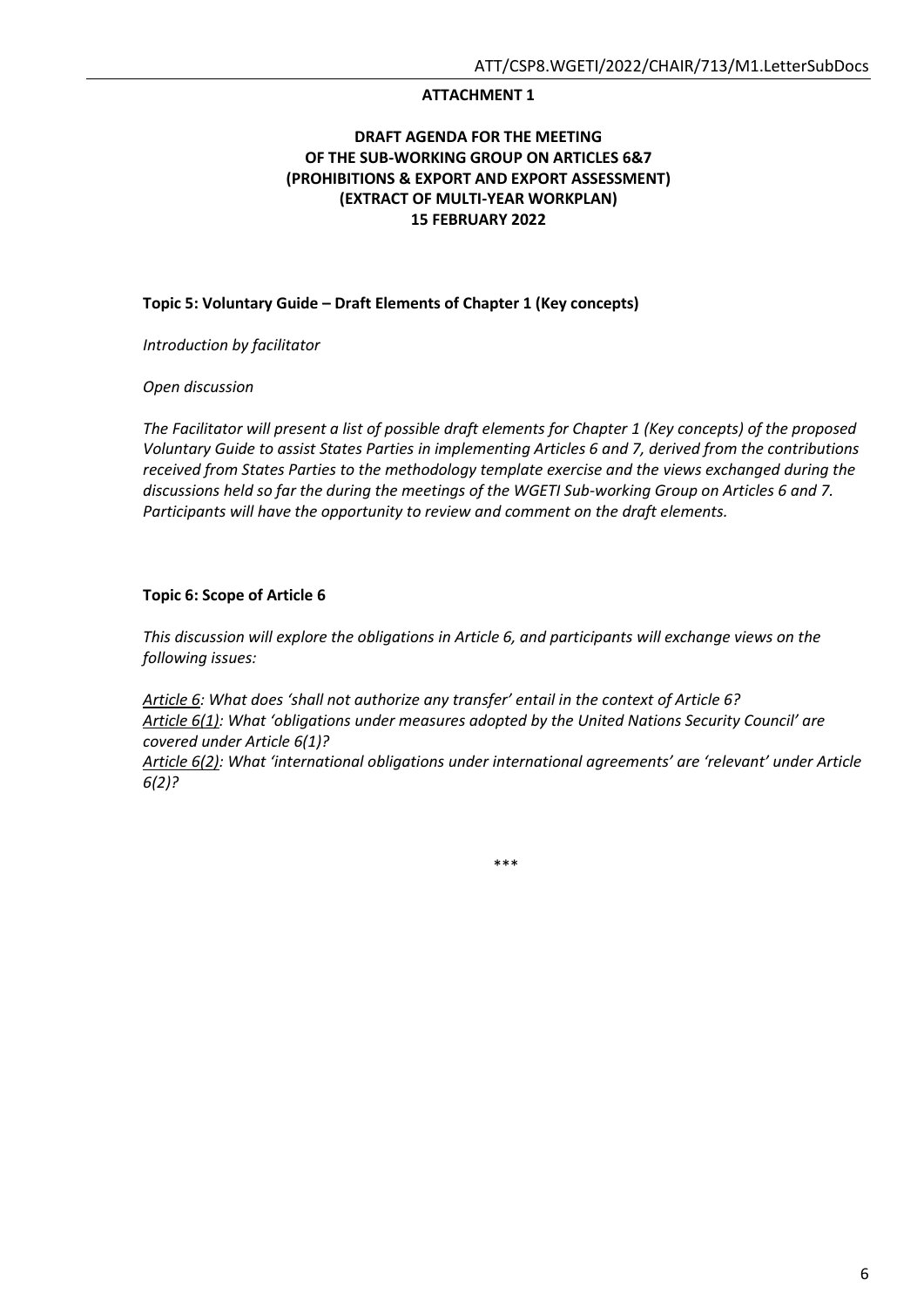**ATTACHMENT 1**

**DRAFT AGENDA FOR THE MEETING OF THE SUB-WORKING GROUP ON ARTICLES 6&7 (PROHIBITIONS & EXPORT AND EXPORT ASSESSMENT) (EXTRACT OF MULTI-YEAR WORKPLAN) 15 FEBRUARY 2022**

**Topic 5: Voluntary Guide – Draft Elements of Chapter 1 (Key concepts)**

*Introduction by facilitator*

*Open discussion*

*The Facilitator will present a list of possible draft elements for Chapter 1 (Key concepts) of the proposed Voluntary Guide to assist States Parties in implementing Articles 6 and 7, derived from the contributions received from States Parties to the methodology template exercise and the views exchanged during the discussions held so far the during the meetings of the WGETI Sub-working Group on Articles 6 and 7. Participants will have the opportunity to review and comment on the draft elements.*

**Topic 6: Scope of Article 6**

*This discussion will explore the obligations in Article 6, and participants will exchange views on the following issues:*

*<u>Article 6</u>: What does 'shall not authorize any transfer' entail in the context of Article 6?*
*<u>Article 6(1)</u>: What 'obligations under measures adopted by the United Nations Security Council' are covered under Article 6(1)?*
*<u>Article 6(2)</u>: What 'international obligations under international agreements' are 'relevant' under Article 6(2)?*

\*\*\*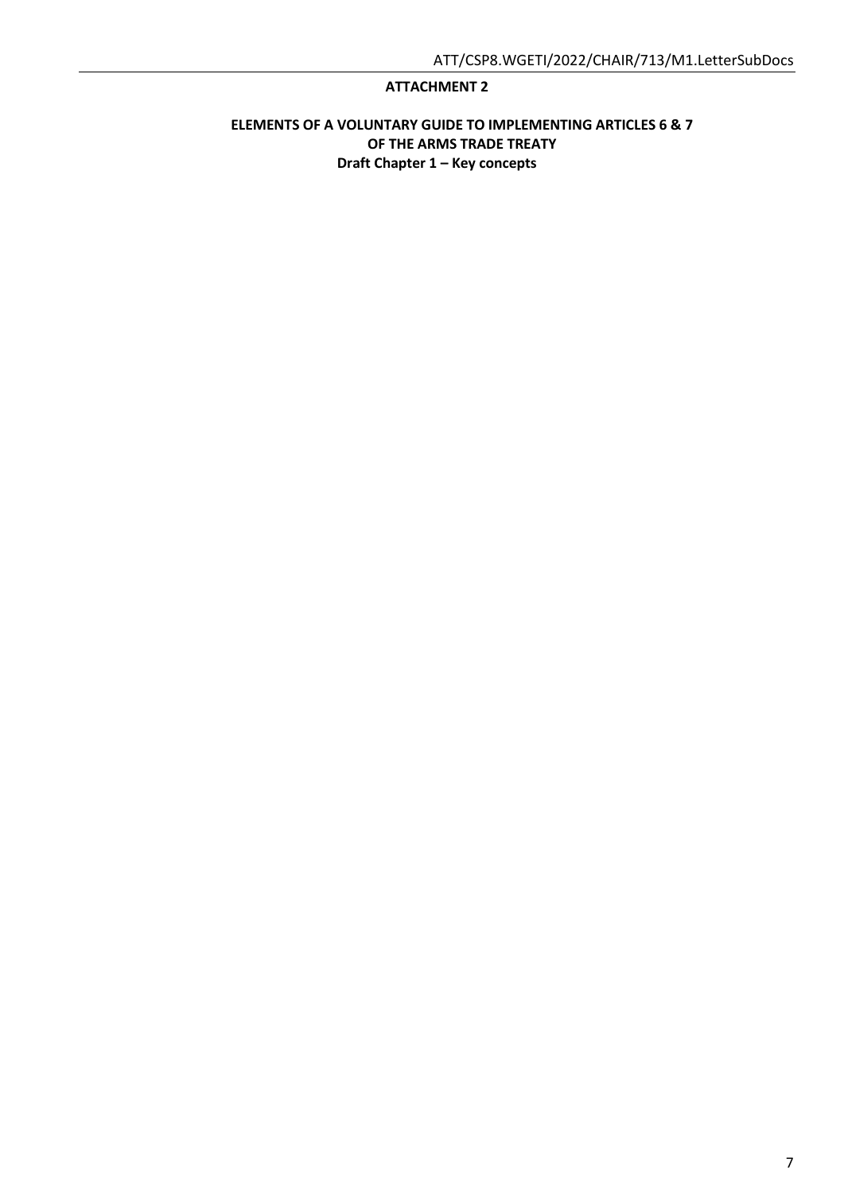**ATTACHMENT 2**

**ELEMENTS OF A VOLUNTARY GUIDE TO IMPLEMENTING ARTICLES 6 & 7 OF THE ARMS TRADE TREATY**
**Draft Chapter 1 – Key concepts**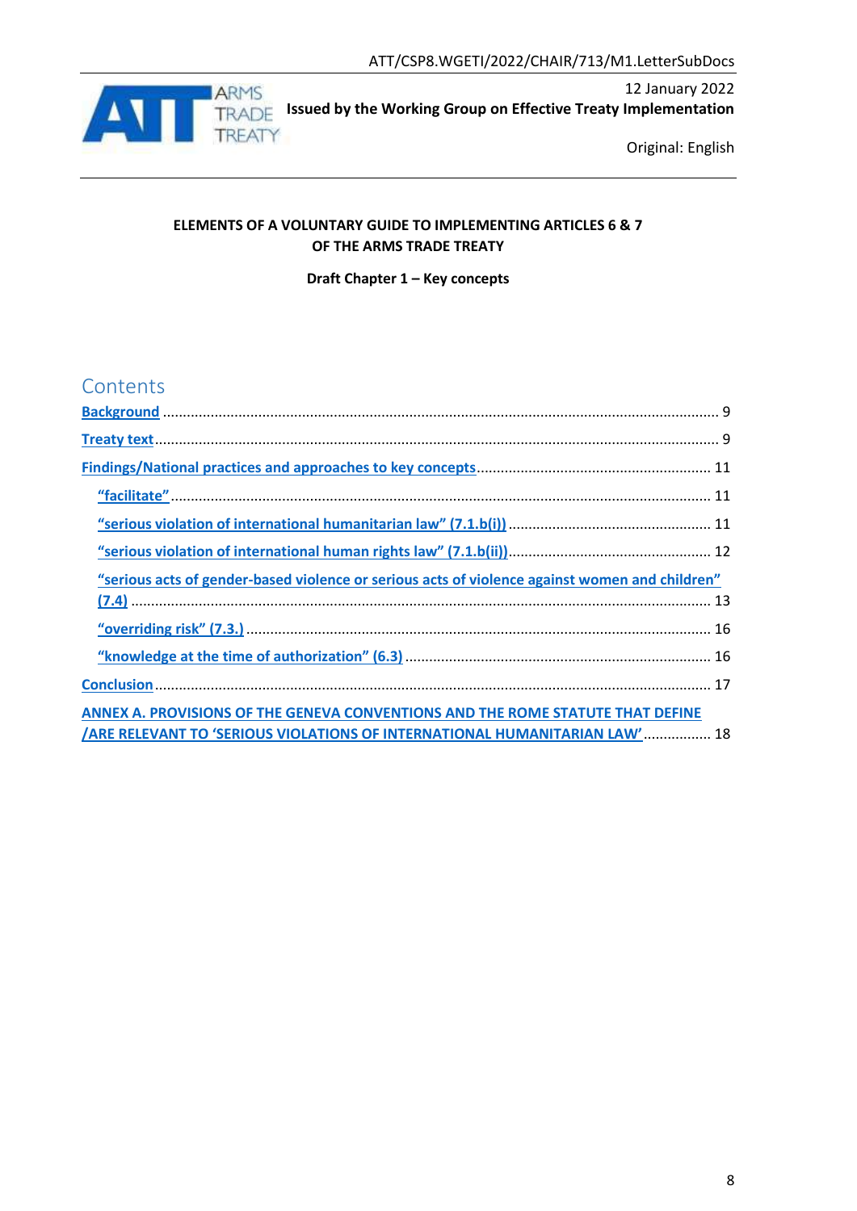ATT/CSP8.WGETI/2022/CHAIR/713/M1.LetterSubDocs

12 January 2022

**Issued by the Working Group on Effective Treaty Implementation**

Original: English

**ELEMENTS OF A VOLUNTARY GUIDE TO IMPLEMENTING ARTICLES 6 & 7 OF THE ARMS TRADE TREATY**

**Draft Chapter 1 – Key concepts**

## Contents

- Background ..... 9
- Treaty text ..... 9
- Findings/National practices and approaches to key concepts ..... 11
  - "facilitate" ..... 11
  - "serious violation of international humanitarian law" (7.1.b(i)) ..... 11
  - "serious violation of international human rights law" (7.1.b(ii)) ..... 12
  - "serious acts of gender-based violence or serious acts of violence against women and children" (7.4) ..... 13
  - "overriding risk" (7.3.) ..... 16
  - "knowledge at the time of authorization" (6.3) ..... 16
- Conclusion ..... 17
- ANNEX A. PROVISIONS OF THE GENEVA CONVENTIONS AND THE ROME STATUTE THAT DEFINE /ARE RELEVANT TO 'SERIOUS VIOLATIONS OF INTERNATIONAL HUMANITARIAN LAW' ..... 18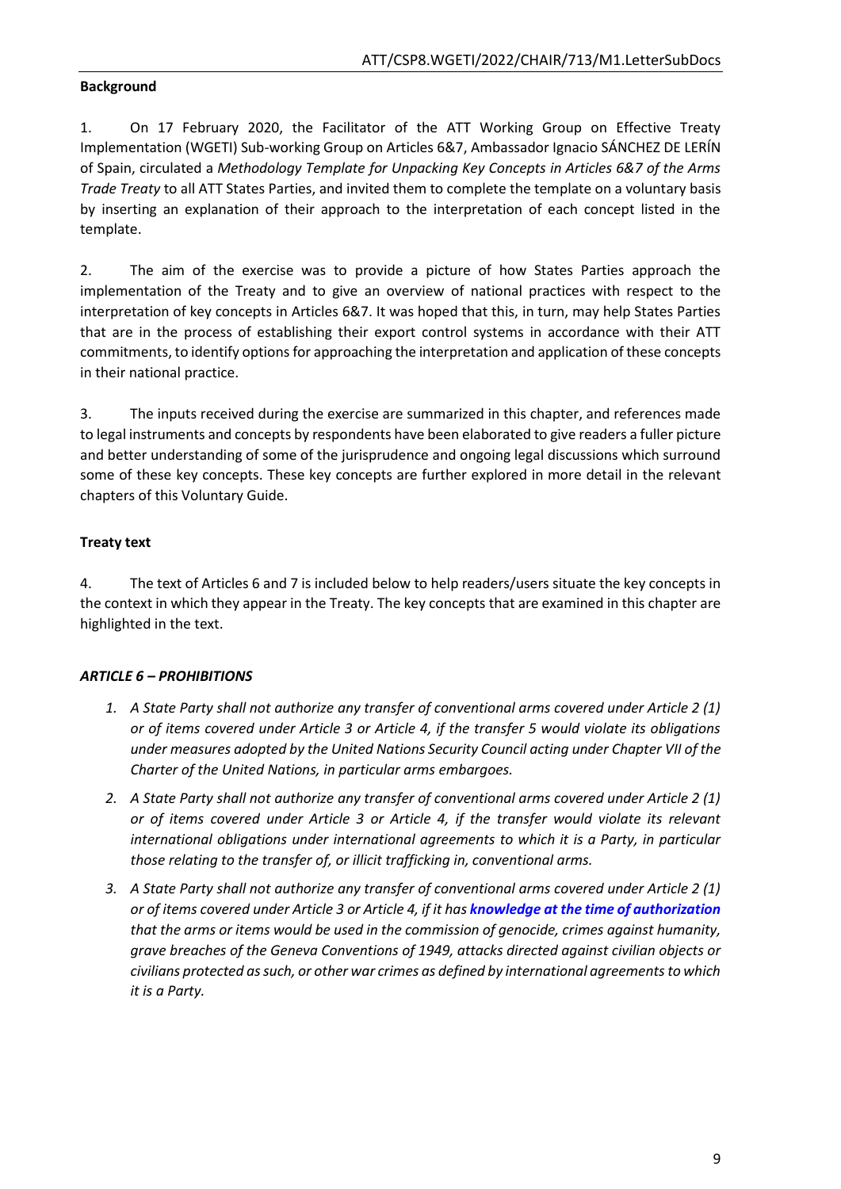**Background**

1. On 17 February 2020, the Facilitator of the ATT Working Group on Effective Treaty Implementation (WGETI) Sub-working Group on Articles 6&7, Ambassador Ignacio SÁNCHEZ DE LERÍN of Spain, circulated a *Methodology Template for Unpacking Key Concepts in Articles 6&7 of the Arms Trade Treaty* to all ATT States Parties, and invited them to complete the template on a voluntary basis by inserting an explanation of their approach to the interpretation of each concept listed in the template.

2. The aim of the exercise was to provide a picture of how States Parties approach the implementation of the Treaty and to give an overview of national practices with respect to the interpretation of key concepts in Articles 6&7. It was hoped that this, in turn, may help States Parties that are in the process of establishing their export control systems in accordance with their ATT commitments, to identify options for approaching the interpretation and application of these concepts in their national practice.

3. The inputs received during the exercise are summarized in this chapter, and references made to legal instruments and concepts by respondents have been elaborated to give readers a fuller picture and better understanding of some of the jurisprudence and ongoing legal discussions which surround some of these key concepts. These key concepts are further explored in more detail in the relevant chapters of this Voluntary Guide.

**Treaty text**

4. The text of Articles 6 and 7 is included below to help readers/users situate the key concepts in the context in which they appear in the Treaty. The key concepts that are examined in this chapter are highlighted in the text.

***ARTICLE 6 – PROHIBITIONS***

1. *A State Party shall not authorize any transfer of conventional arms covered under Article 2 (1) or of items covered under Article 3 or Article 4, if the transfer 5 would violate its obligations under measures adopted by the United Nations Security Council acting under Chapter VII of the Charter of the United Nations, in particular arms embargoes.*
2. *A State Party shall not authorize any transfer of conventional arms covered under Article 2 (1) or of items covered under Article 3 or Article 4, if the transfer would violate its relevant international obligations under international agreements to which it is a Party, in particular those relating to the transfer of, or illicit trafficking in, conventional arms.*
3. *A State Party shall not authorize any transfer of conventional arms covered under Article 2 (1) or of items covered under Article 3 or Article 4, if it has* ***knowledge at the time of authorization*** *that the arms or items would be used in the commission of genocide, crimes against humanity, grave breaches of the Geneva Conventions of 1949, attacks directed against civilian objects or civilians protected as such, or other war crimes as defined by international agreements to which it is a Party.*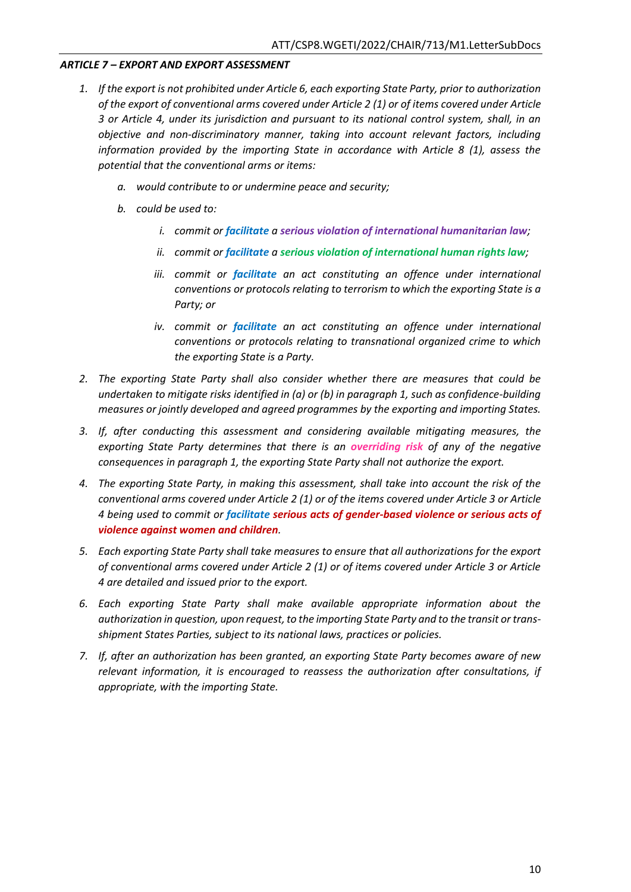***ARTICLE 7 – EXPORT AND EXPORT ASSESSMENT***

1. *If the export is not prohibited under Article 6, each exporting State Party, prior to authorization of the export of conventional arms covered under Article 2 (1) or of items covered under Article 3 or Article 4, under its jurisdiction and pursuant to its national control system, shall, in an objective and non-discriminatory manner, taking into account relevant factors, including information provided by the importing State in accordance with Article 8 (1), assess the potential that the conventional arms or items:*
   - a. *would contribute to or undermine peace and security;*
   - b. *could be used to:*
     - i. *commit or **facilitate** a **serious violation of international humanitarian law**;*
     - ii. *commit or **facilitate** a **serious violation of international human rights law**;*
     - iii. *commit or **facilitate** an act constituting an offence under international conventions or protocols relating to terrorism to which the exporting State is a Party; or*
     - iv. *commit or **facilitate** an act constituting an offence under international conventions or protocols relating to transnational organized crime to which the exporting State is a Party.*
2. *The exporting State Party shall also consider whether there are measures that could be undertaken to mitigate risks identified in (a) or (b) in paragraph 1, such as confidence-building measures or jointly developed and agreed programmes by the exporting and importing States.*
3. *If, after conducting this assessment and considering available mitigating measures, the exporting State Party determines that there is an **overriding risk** of any of the negative consequences in paragraph 1, the exporting State Party shall not authorize the export.*
4. *The exporting State Party, in making this assessment, shall take into account the risk of the conventional arms covered under Article 2 (1) or of the items covered under Article 3 or Article 4 being used to commit or **facilitate** **serious acts of gender-based violence or serious acts of violence against women and children**.*
5. *Each exporting State Party shall take measures to ensure that all authorizations for the export of conventional arms covered under Article 2 (1) or of items covered under Article 3 or Article 4 are detailed and issued prior to the export.*
6. *Each exporting State Party shall make available appropriate information about the authorization in question, upon request, to the importing State Party and to the transit or trans-shipment States Parties, subject to its national laws, practices or policies.*
7. *If, after an authorization has been granted, an exporting State Party becomes aware of new relevant information, it is encouraged to reassess the authorization after consultations, if appropriate, with the importing State.*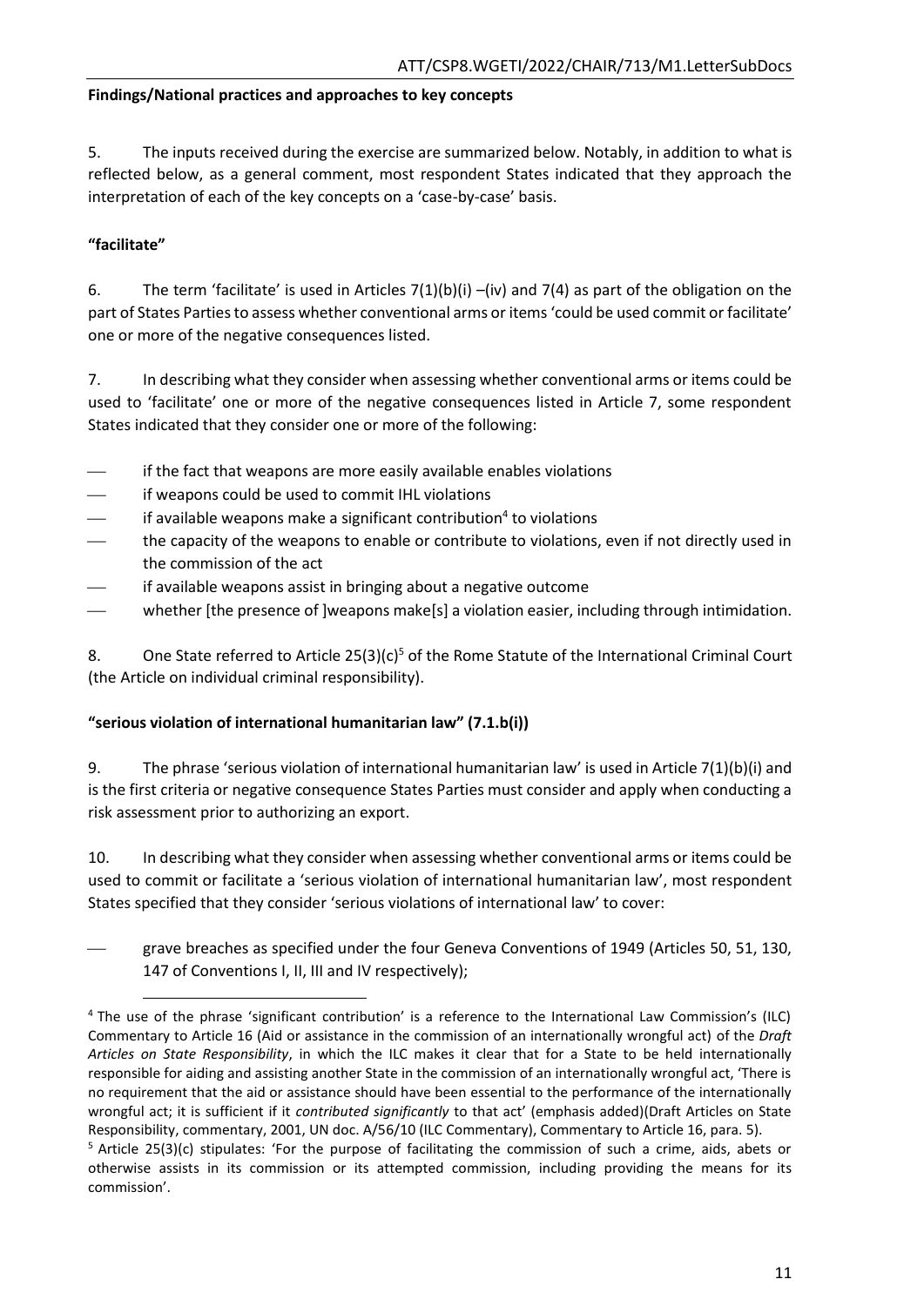**Findings/National practices and approaches to key concepts**

5. The inputs received during the exercise are summarized below. Notably, in addition to what is reflected below, as a general comment, most respondent States indicated that they approach the interpretation of each of the key concepts on a 'case-by-case' basis.

**"facilitate"**

6. The term 'facilitate' is used in Articles 7(1)(b)(i) –(iv) and 7(4) as part of the obligation on the part of States Parties to assess whether conventional arms or items 'could be used commit or facilitate' one or more of the negative consequences listed.

7. In describing what they consider when assessing whether conventional arms or items could be used to 'facilitate' one or more of the negative consequences listed in Article 7, some respondent States indicated that they consider one or more of the following:

- if the fact that weapons are more easily available enables violations
- if weapons could be used to commit IHL violations
- if available weapons make a significant contribution[4] to violations
- the capacity of the weapons to enable or contribute to violations, even if not directly used in the commission of the act
- if available weapons assist in bringing about a negative outcome
- whether [the presence of ]weapons make[s] a violation easier, including through intimidation.

8. One State referred to Article 25(3)(c)[5] of the Rome Statute of the International Criminal Court (the Article on individual criminal responsibility).

**"serious violation of international humanitarian law" (7.1.b(i))**

9. The phrase 'serious violation of international humanitarian law' is used in Article 7(1)(b)(i) and is the first criteria or negative consequence States Parties must consider and apply when conducting a risk assessment prior to authorizing an export.

10. In describing what they consider when assessing whether conventional arms or items could be used to commit or facilitate a 'serious violation of international humanitarian law', most respondent States specified that they consider 'serious violations of international law' to cover:

- grave breaches as specified under the four Geneva Conventions of 1949 (Articles 50, 51, 130, 147 of Conventions I, II, III and IV respectively);

---

[4] The use of the phrase 'significant contribution' is a reference to the International Law Commission's (ILC) Commentary to Article 16 (Aid or assistance in the commission of an internationally wrongful act) of the *Draft Articles on State Responsibility*, in which the ILC makes it clear that for a State to be held internationally responsible for aiding and assisting another State in the commission of an internationally wrongful act, 'There is no requirement that the aid or assistance should have been essential to the performance of the internationally wrongful act; it is sufficient if it *contributed significantly* to that act' (emphasis added)(Draft Articles on State Responsibility, commentary, 2001, UN doc. A/56/10 (ILC Commentary), Commentary to Article 16, para. 5).

[5] Article 25(3)(c) stipulates: 'For the purpose of facilitating the commission of such a crime, aids, abets or otherwise assists in its commission or its attempted commission, including providing the means for its commission'.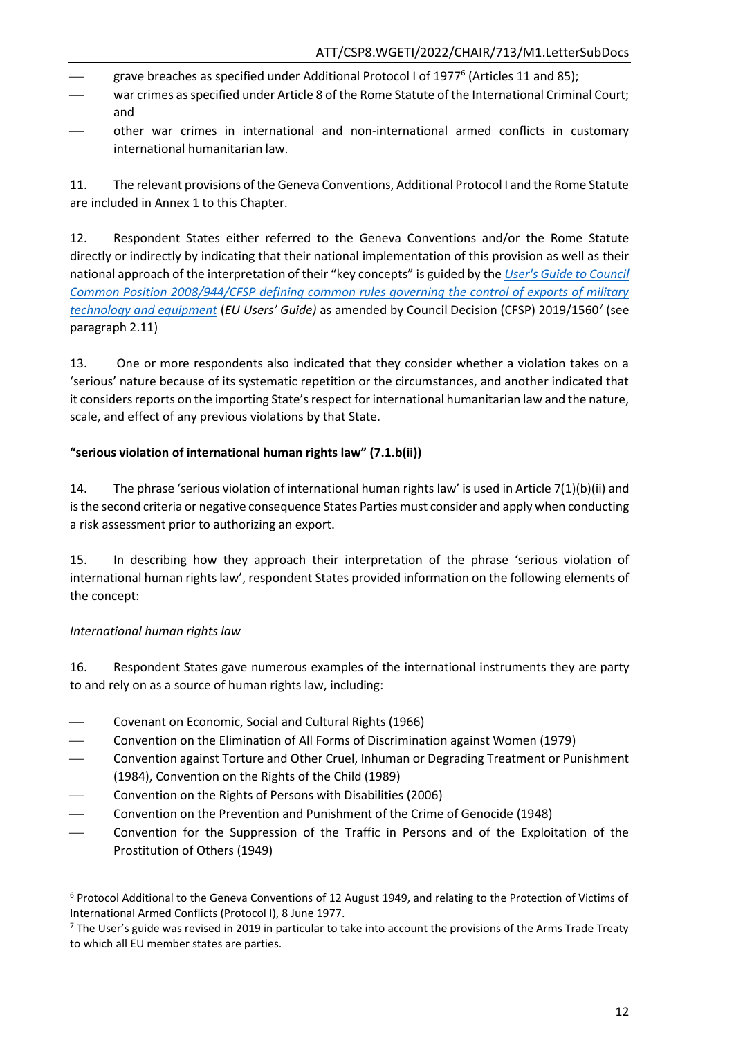- grave breaches as specified under Additional Protocol I of 1977[6] (Articles 11 and 85);
- war crimes as specified under Article 8 of the Rome Statute of the International Criminal Court; and
- other war crimes in international and non-international armed conflicts in customary international humanitarian law.

11. The relevant provisions of the Geneva Conventions, Additional Protocol I and the Rome Statute are included in Annex 1 to this Chapter.

12. Respondent States either referred to the Geneva Conventions and/or the Rome Statute directly or indirectly by indicating that their national implementation of this provision as well as their national approach of the interpretation of their "key concepts" is guided by the *User's Guide to Council Common Position 2008/944/CFSP defining common rules governing the control of exports of military technology and equipment* (*EU Users' Guide)* as amended by Council Decision (CFSP) 2019/1560[7] (see paragraph 2.11)

13. One or more respondents also indicated that they consider whether a violation takes on a 'serious' nature because of its systematic repetition or the circumstances, and another indicated that it considers reports on the importing State's respect for international humanitarian law and the nature, scale, and effect of any previous violations by that State.

**"serious violation of international human rights law" (7.1.b(ii))**

14. The phrase 'serious violation of international human rights law' is used in Article 7(1)(b)(ii) and is the second criteria or negative consequence States Parties must consider and apply when conducting a risk assessment prior to authorizing an export.

15. In describing how they approach their interpretation of the phrase 'serious violation of international human rights law', respondent States provided information on the following elements of the concept:

*International human rights law*

16. Respondent States gave numerous examples of the international instruments they are party to and rely on as a source of human rights law, including:

- Covenant on Economic, Social and Cultural Rights (1966)
- Convention on the Elimination of All Forms of Discrimination against Women (1979)
- Convention against Torture and Other Cruel, Inhuman or Degrading Treatment or Punishment (1984), Convention on the Rights of the Child (1989)
- Convention on the Rights of Persons with Disabilities (2006)
- Convention on the Prevention and Punishment of the Crime of Genocide (1948)
- Convention for the Suppression of the Traffic in Persons and of the Exploitation of the Prostitution of Others (1949)

[6] Protocol Additional to the Geneva Conventions of 12 August 1949, and relating to the Protection of Victims of International Armed Conflicts (Protocol I), 8 June 1977.

[7] The User's guide was revised in 2019 in particular to take into account the provisions of the Arms Trade Treaty to which all EU member states are parties.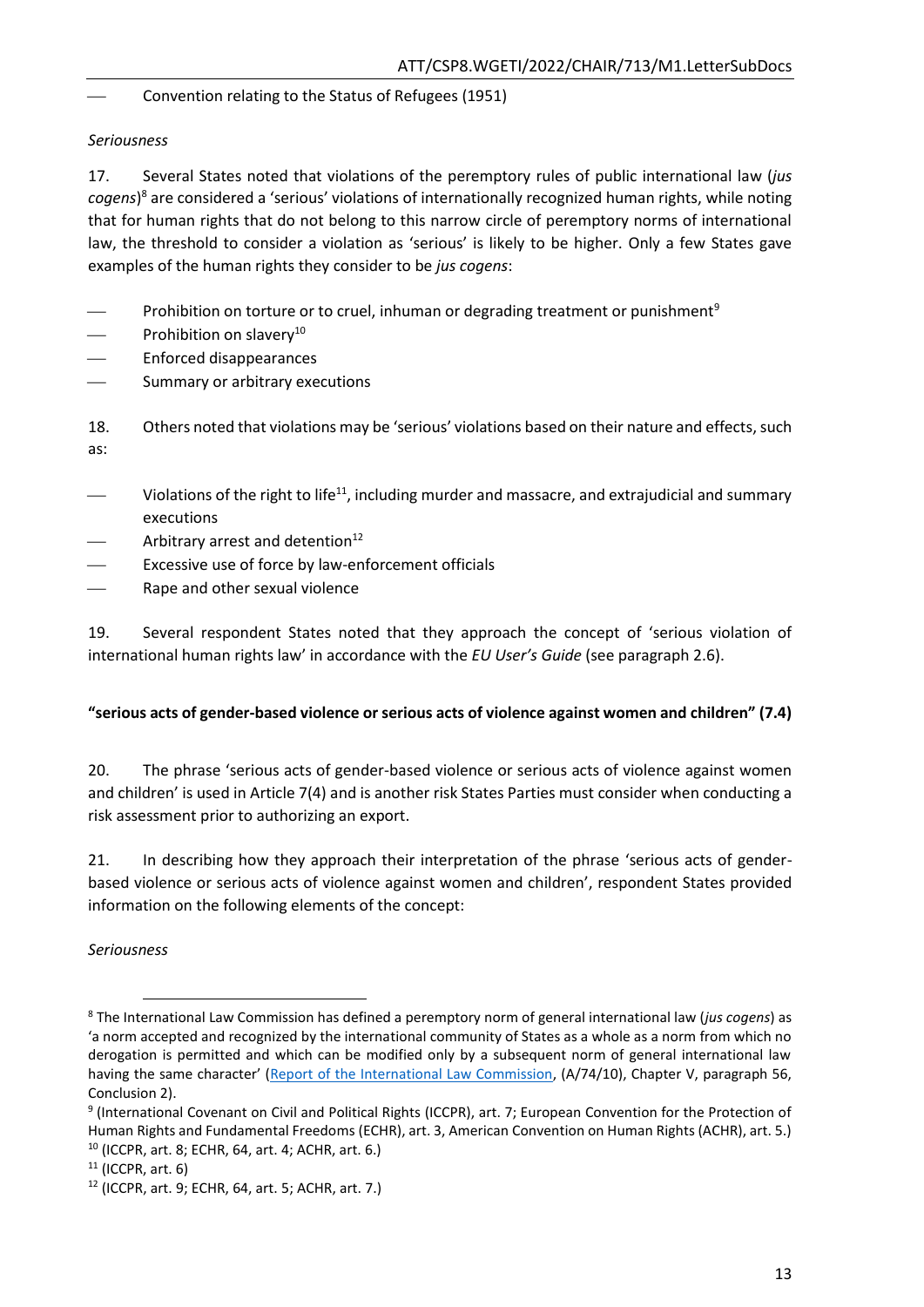- Convention relating to the Status of Refugees (1951)

*Seriousness*

17. Several States noted that violations of the peremptory rules of public international law (*jus cogens*)[8] are considered a 'serious' violations of internationally recognized human rights, while noting that for human rights that do not belong to this narrow circle of peremptory norms of international law, the threshold to consider a violation as 'serious' is likely to be higher. Only a few States gave examples of the human rights they consider to be *jus cogens*:

- Prohibition on torture or to cruel, inhuman or degrading treatment or punishment[9]
- Prohibition on slavery[10]
- Enforced disappearances
- Summary or arbitrary executions

18. Others noted that violations may be 'serious' violations based on their nature and effects, such as:

- Violations of the right to life[11], including murder and massacre, and extrajudicial and summary executions
- Arbitrary arrest and detention[12]
- Excessive use of force by law-enforcement officials
- Rape and other sexual violence

19. Several respondent States noted that they approach the concept of 'serious violation of international human rights law' in accordance with the *EU User's Guide* (see paragraph 2.6).

**"serious acts of gender-based violence or serious acts of violence against women and children" (7.4)**

20. The phrase 'serious acts of gender-based violence or serious acts of violence against women and children' is used in Article 7(4) and is another risk States Parties must consider when conducting a risk assessment prior to authorizing an export.

21. In describing how they approach their interpretation of the phrase 'serious acts of gender-based violence or serious acts of violence against women and children', respondent States provided information on the following elements of the concept:

*Seriousness*

---

[8] The International Law Commission has defined a peremptory norm of general international law (*jus cogens*) as 'a norm accepted and recognized by the international community of States as a whole as a norm from which no derogation is permitted and which can be modified only by a subsequent norm of general international law having the same character' (Report of the International Law Commission, (A/74/10), Chapter V, paragraph 56, Conclusion 2).

[9] (International Covenant on Civil and Political Rights (ICCPR), art. 7; European Convention for the Protection of Human Rights and Fundamental Freedoms (ECHR), art. 3, American Convention on Human Rights (ACHR), art. 5.)

[10] (ICCPR, art. 8; ECHR, 64, art. 4; ACHR, art. 6.)

[11] (ICCPR, art. 6)

[12] (ICCPR, art. 9; ECHR, 64, art. 5; ACHR, art. 7.)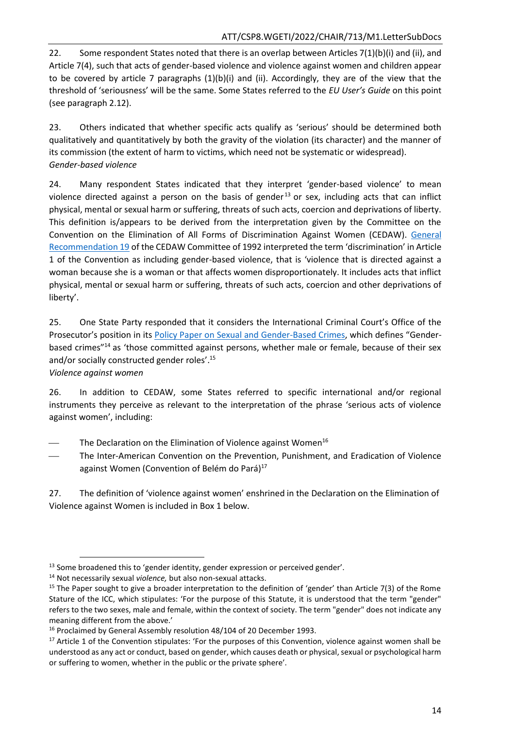22. Some respondent States noted that there is an overlap between Articles 7(1)(b)(i) and (ii), and Article 7(4), such that acts of gender-based violence and violence against women and children appear to be covered by article 7 paragraphs (1)(b)(i) and (ii). Accordingly, they are of the view that the threshold of 'seriousness' will be the same. Some States referred to the *EU User's Guide* on this point (see paragraph 2.12).

23. Others indicated that whether specific acts qualify as 'serious' should be determined both qualitatively and quantitatively by both the gravity of the violation (its character) and the manner of its commission (the extent of harm to victims, which need not be systematic or widespread).

*Gender-based violence*

24. Many respondent States indicated that they interpret 'gender-based violence' to mean violence directed against a person on the basis of gender[13] or sex, including acts that can inflict physical, mental or sexual harm or suffering, threats of such acts, coercion and deprivations of liberty. This definition is/appears to be derived from the interpretation given by the Committee on the Convention on the Elimination of All Forms of Discrimination Against Women (CEDAW). General Recommendation 19 of the CEDAW Committee of 1992 interpreted the term 'discrimination' in Article 1 of the Convention as including gender-based violence, that is 'violence that is directed against a woman because she is a woman or that affects women disproportionately. It includes acts that inflict physical, mental or sexual harm or suffering, threats of such acts, coercion and other deprivations of liberty'.

25. One State Party responded that it considers the International Criminal Court's Office of the Prosecutor's position in its Policy Paper on Sexual and Gender-Based Crimes, which defines "Gender-based crimes"[14] as 'those committed against persons, whether male or female, because of their sex and/or socially constructed gender roles'.[15]

*Violence against women*

26. In addition to CEDAW, some States referred to specific international and/or regional instruments they perceive as relevant to the interpretation of the phrase 'serious acts of violence against women', including:

- The Declaration on the Elimination of Violence against Women[16]
- The Inter-American Convention on the Prevention, Punishment, and Eradication of Violence against Women (Convention of Belém do Pará)[17]

27. The definition of 'violence against women' enshrined in the Declaration on the Elimination of Violence against Women is included in Box 1 below.

---

[13] Some broadened this to 'gender identity, gender expression or perceived gender'.

[14] Not necessarily sexual *violence,* but also non-sexual attacks.

[15] The Paper sought to give a broader interpretation to the definition of 'gender' than Article 7(3) of the Rome Stature of the ICC, which stipulates: 'For the purpose of this Statute, it is understood that the term "gender" refers to the two sexes, male and female, within the context of society. The term "gender" does not indicate any meaning different from the above.'

[16] Proclaimed by General Assembly resolution 48/104 of 20 December 1993.

[17] Article 1 of the Convention stipulates: 'For the purposes of this Convention, violence against women shall be understood as any act or conduct, based on gender, which causes death or physical, sexual or psychological harm or suffering to women, whether in the public or the private sphere'.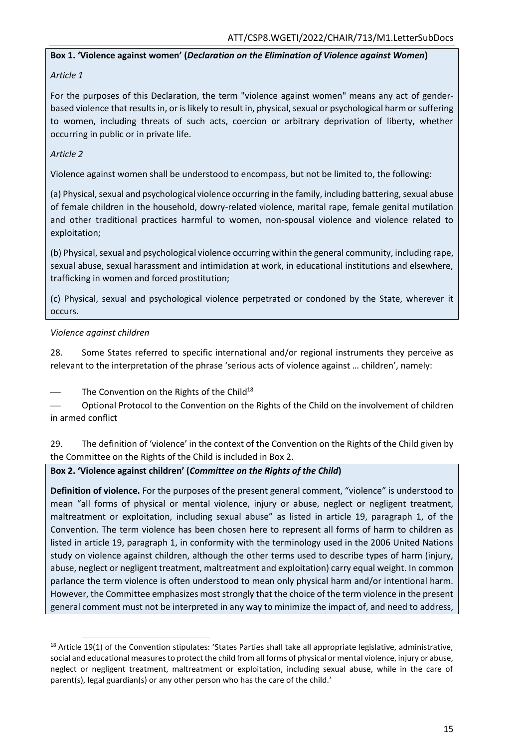**Box 1. 'Violence against women' (*Declaration on the Elimination of Violence against Women*)**

*Article 1*

For the purposes of this Declaration, the term "violence against women" means any act of gender-based violence that results in, or is likely to result in, physical, sexual or psychological harm or suffering to women, including threats of such acts, coercion or arbitrary deprivation of liberty, whether occurring in public or in private life.

*Article 2*

Violence against women shall be understood to encompass, but not be limited to, the following:

(a) Physical, sexual and psychological violence occurring in the family, including battering, sexual abuse of female children in the household, dowry-related violence, marital rape, female genital mutilation and other traditional practices harmful to women, non-spousal violence and violence related to exploitation;

(b) Physical, sexual and psychological violence occurring within the general community, including rape, sexual abuse, sexual harassment and intimidation at work, in educational institutions and elsewhere, trafficking in women and forced prostitution;

(c) Physical, sexual and psychological violence perpetrated or condoned by the State, wherever it occurs.

*Violence against children*

28. Some States referred to specific international and/or regional instruments they perceive as relevant to the interpretation of the phrase 'serious acts of violence against … children', namely:

- The Convention on the Rights of the Child[18]
- Optional Protocol to the Convention on the Rights of the Child on the involvement of children in armed conflict

29. The definition of 'violence' in the context of the Convention on the Rights of the Child given by the Committee on the Rights of the Child is included in Box 2.

**Box 2. 'Violence against children' (*Committee on the Rights of the Child*)**

**Definition of violence.** For the purposes of the present general comment, "violence" is understood to mean "all forms of physical or mental violence, injury or abuse, neglect or negligent treatment, maltreatment or exploitation, including sexual abuse" as listed in article 19, paragraph 1, of the Convention. The term violence has been chosen here to represent all forms of harm to children as listed in article 19, paragraph 1, in conformity with the terminology used in the 2006 United Nations study on violence against children, although the other terms used to describe types of harm (injury, abuse, neglect or negligent treatment, maltreatment and exploitation) carry equal weight. In common parlance the term violence is often understood to mean only physical harm and/or intentional harm. However, the Committee emphasizes most strongly that the choice of the term violence in the present general comment must not be interpreted in any way to minimize the impact of, and need to address,

[18] Article 19(1) of the Convention stipulates: 'States Parties shall take all appropriate legislative, administrative, social and educational measures to protect the child from all forms of physical or mental violence, injury or abuse, neglect or negligent treatment, maltreatment or exploitation, including sexual abuse, while in the care of parent(s), legal guardian(s) or any other person who has the care of the child.'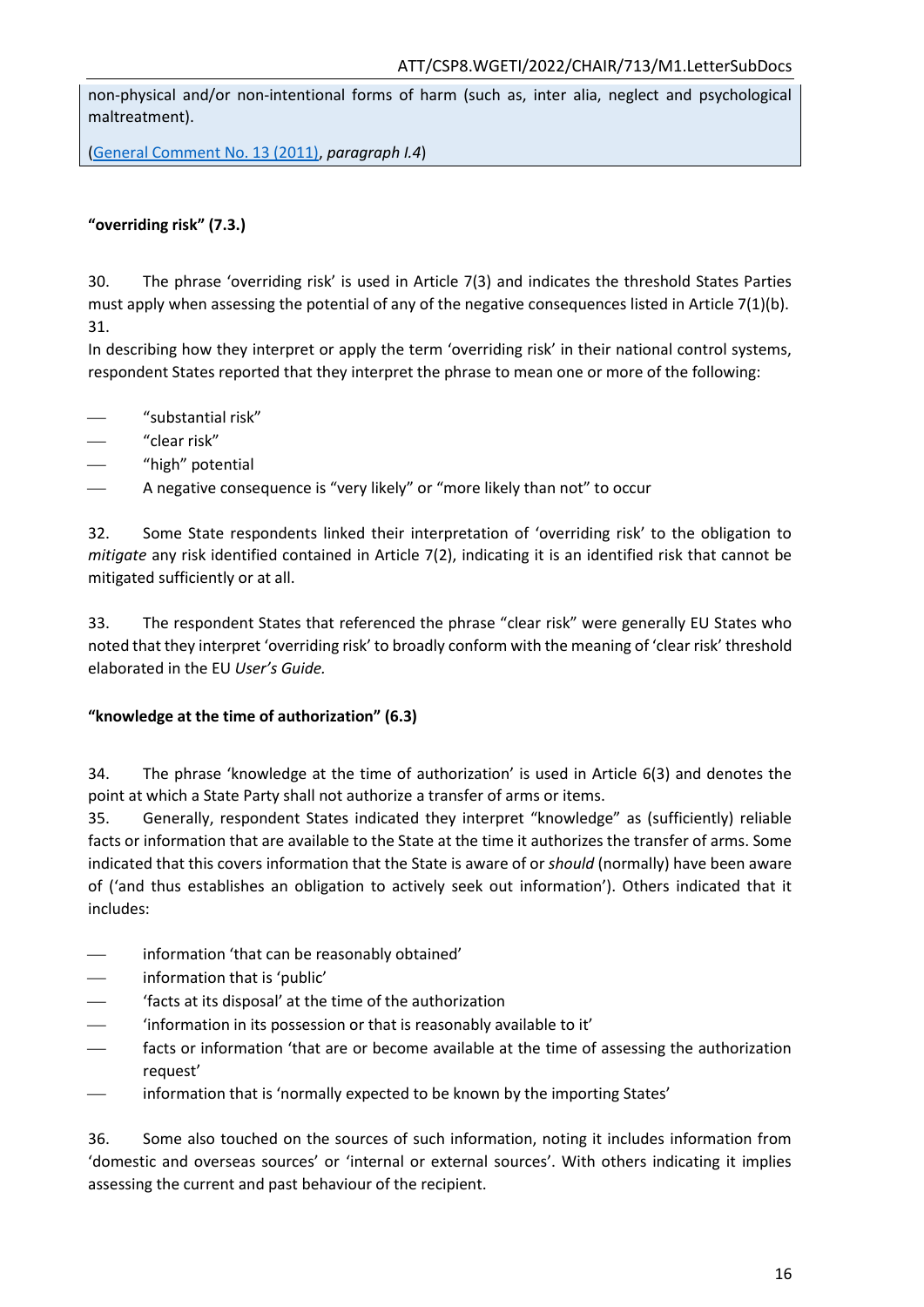non-physical and/or non-intentional forms of harm (such as, inter alia, neglect and psychological maltreatment).

(General Comment No. 13 (2011), *paragraph I.4*)

**"overriding risk" (7.3.)**

30. The phrase 'overriding risk' is used in Article 7(3) and indicates the threshold States Parties must apply when assessing the potential of any of the negative consequences listed in Article 7(1)(b).

31. In describing how they interpret or apply the term 'overriding risk' in their national control systems, respondent States reported that they interpret the phrase to mean one or more of the following:

- "substantial risk"
- "clear risk"
- "high" potential
- A negative consequence is "very likely" or "more likely than not" to occur

32. Some State respondents linked their interpretation of 'overriding risk' to the obligation to *mitigate* any risk identified contained in Article 7(2), indicating it is an identified risk that cannot be mitigated sufficiently or at all.

33. The respondent States that referenced the phrase "clear risk" were generally EU States who noted that they interpret 'overriding risk' to broadly conform with the meaning of 'clear risk' threshold elaborated in the EU *User's Guide.*

**"knowledge at the time of authorization" (6.3)**

34. The phrase 'knowledge at the time of authorization' is used in Article 6(3) and denotes the point at which a State Party shall not authorize a transfer of arms or items.

35. Generally, respondent States indicated they interpret "knowledge" as (sufficiently) reliable facts or information that are available to the State at the time it authorizes the transfer of arms. Some indicated that this covers information that the State is aware of or *should* (normally) have been aware of ('and thus establishes an obligation to actively seek out information'). Others indicated that it includes:

- information 'that can be reasonably obtained'
- information that is 'public'
- 'facts at its disposal' at the time of the authorization
- 'information in its possession or that is reasonably available to it'
- facts or information 'that are or become available at the time of assessing the authorization request'
- information that is 'normally expected to be known by the importing States'

36. Some also touched on the sources of such information, noting it includes information from 'domestic and overseas sources' or 'internal or external sources'. With others indicating it implies assessing the current and past behaviour of the recipient.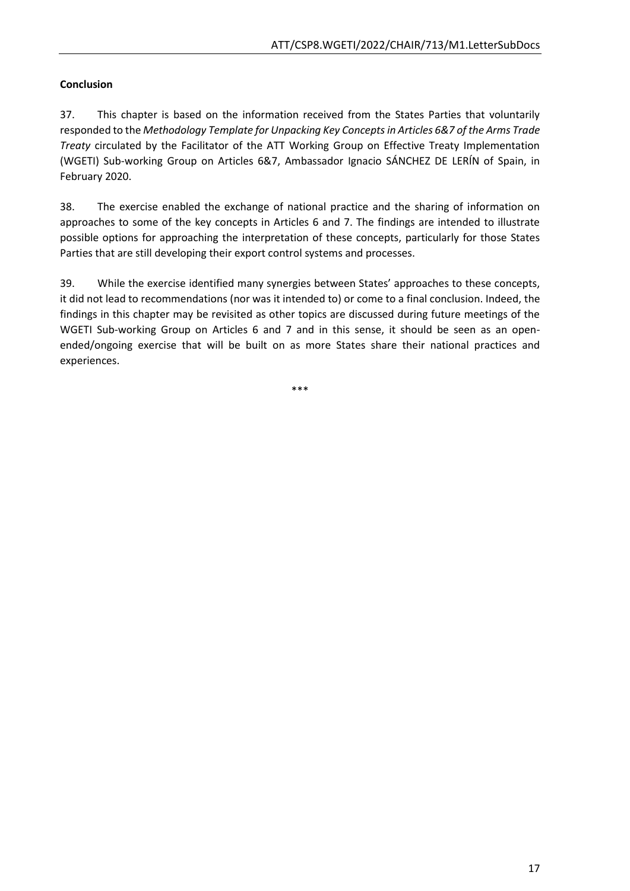**Conclusion**

37. This chapter is based on the information received from the States Parties that voluntarily responded to the *Methodology Template for Unpacking Key Concepts in Articles 6&7 of the Arms Trade Treaty* circulated by the Facilitator of the ATT Working Group on Effective Treaty Implementation (WGETI) Sub-working Group on Articles 6&7, Ambassador Ignacio SÁNCHEZ DE LERÍN of Spain, in February 2020.

38. The exercise enabled the exchange of national practice and the sharing of information on approaches to some of the key concepts in Articles 6 and 7. The findings are intended to illustrate possible options for approaching the interpretation of these concepts, particularly for those States Parties that are still developing their export control systems and processes.

39. While the exercise identified many synergies between States' approaches to these concepts, it did not lead to recommendations (nor was it intended to) or come to a final conclusion. Indeed, the findings in this chapter may be revisited as other topics are discussed during future meetings of the WGETI Sub-working Group on Articles 6 and 7 and in this sense, it should be seen as an open-ended/ongoing exercise that will be built on as more States share their national practices and experiences.

\*\*\*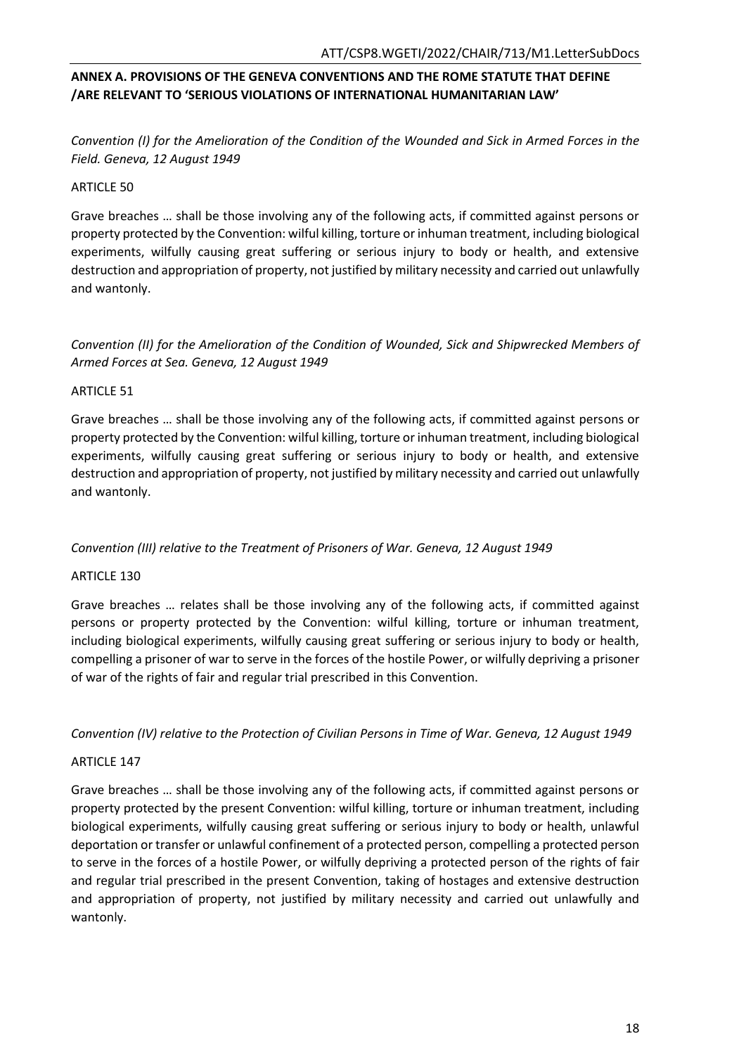## ANNEX A. PROVISIONS OF THE GENEVA CONVENTIONS AND THE ROME STATUTE THAT DEFINE /ARE RELEVANT TO 'SERIOUS VIOLATIONS OF INTERNATIONAL HUMANITARIAN LAW'

*Convention (I) for the Amelioration of the Condition of the Wounded and Sick in Armed Forces in the Field. Geneva, 12 August 1949*

ARTICLE 50

Grave breaches … shall be those involving any of the following acts, if committed against persons or property protected by the Convention: wilful killing, torture or inhuman treatment, including biological experiments, wilfully causing great suffering or serious injury to body or health, and extensive destruction and appropriation of property, not justified by military necessity and carried out unlawfully and wantonly.

*Convention (II) for the Amelioration of the Condition of Wounded, Sick and Shipwrecked Members of Armed Forces at Sea. Geneva, 12 August 1949*

ARTICLE 51

Grave breaches … shall be those involving any of the following acts, if committed against persons or property protected by the Convention: wilful killing, torture or inhuman treatment, including biological experiments, wilfully causing great suffering or serious injury to body or health, and extensive destruction and appropriation of property, not justified by military necessity and carried out unlawfully and wantonly.

*Convention (III) relative to the Treatment of Prisoners of War. Geneva, 12 August 1949*

ARTICLE 130

Grave breaches … relates shall be those involving any of the following acts, if committed against persons or property protected by the Convention: wilful killing, torture or inhuman treatment, including biological experiments, wilfully causing great suffering or serious injury to body or health, compelling a prisoner of war to serve in the forces of the hostile Power, or wilfully depriving a prisoner of war of the rights of fair and regular trial prescribed in this Convention.

*Convention (IV) relative to the Protection of Civilian Persons in Time of War. Geneva, 12 August 1949*

ARTICLE 147

Grave breaches … shall be those involving any of the following acts, if committed against persons or property protected by the present Convention: wilful killing, torture or inhuman treatment, including biological experiments, wilfully causing great suffering or serious injury to body or health, unlawful deportation or transfer or unlawful confinement of a protected person, compelling a protected person to serve in the forces of a hostile Power, or wilfully depriving a protected person of the rights of fair and regular trial prescribed in the present Convention, taking of hostages and extensive destruction and appropriation of property, not justified by military necessity and carried out unlawfully and wantonly.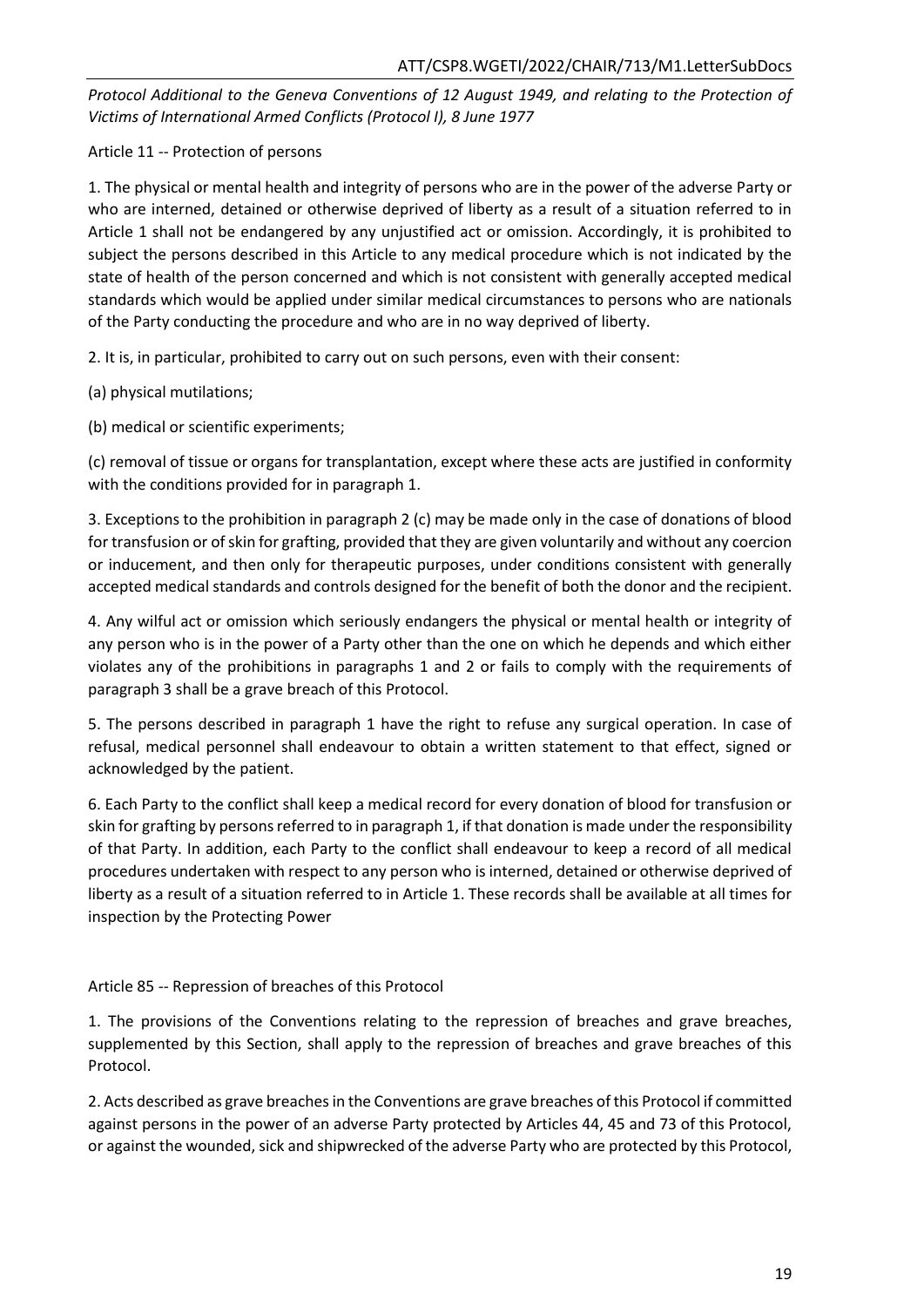*Protocol Additional to the Geneva Conventions of 12 August 1949, and relating to the Protection of Victims of International Armed Conflicts (Protocol I), 8 June 1977*

Article 11 -- Protection of persons

1. The physical or mental health and integrity of persons who are in the power of the adverse Party or who are interned, detained or otherwise deprived of liberty as a result of a situation referred to in Article 1 shall not be endangered by any unjustified act or omission. Accordingly, it is prohibited to subject the persons described in this Article to any medical procedure which is not indicated by the state of health of the person concerned and which is not consistent with generally accepted medical standards which would be applied under similar medical circumstances to persons who are nationals of the Party conducting the procedure and who are in no way deprived of liberty.

2. It is, in particular, prohibited to carry out on such persons, even with their consent:

(a) physical mutilations;

(b) medical or scientific experiments;

(c) removal of tissue or organs for transplantation, except where these acts are justified in conformity with the conditions provided for in paragraph 1.

3. Exceptions to the prohibition in paragraph 2 (c) may be made only in the case of donations of blood for transfusion or of skin for grafting, provided that they are given voluntarily and without any coercion or inducement, and then only for therapeutic purposes, under conditions consistent with generally accepted medical standards and controls designed for the benefit of both the donor and the recipient.

4. Any wilful act or omission which seriously endangers the physical or mental health or integrity of any person who is in the power of a Party other than the one on which he depends and which either violates any of the prohibitions in paragraphs 1 and 2 or fails to comply with the requirements of paragraph 3 shall be a grave breach of this Protocol.

5. The persons described in paragraph 1 have the right to refuse any surgical operation. In case of refusal, medical personnel shall endeavour to obtain a written statement to that effect, signed or acknowledged by the patient.

6. Each Party to the conflict shall keep a medical record for every donation of blood for transfusion or skin for grafting by persons referred to in paragraph 1, if that donation is made under the responsibility of that Party. In addition, each Party to the conflict shall endeavour to keep a record of all medical procedures undertaken with respect to any person who is interned, detained or otherwise deprived of liberty as a result of a situation referred to in Article 1. These records shall be available at all times for inspection by the Protecting Power

Article 85 -- Repression of breaches of this Protocol

1. The provisions of the Conventions relating to the repression of breaches and grave breaches, supplemented by this Section, shall apply to the repression of breaches and grave breaches of this Protocol.

2. Acts described as grave breaches in the Conventions are grave breaches of this Protocol if committed against persons in the power of an adverse Party protected by Articles 44, 45 and 73 of this Protocol, or against the wounded, sick and shipwrecked of the adverse Party who are protected by this Protocol,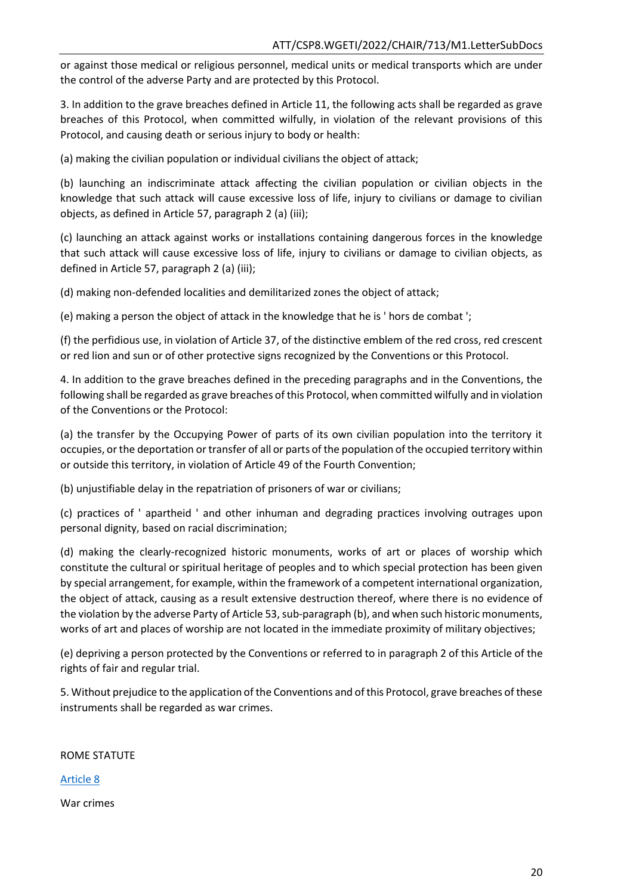or against those medical or religious personnel, medical units or medical transports which are under the control of the adverse Party and are protected by this Protocol.

3. In addition to the grave breaches defined in Article 11, the following acts shall be regarded as grave breaches of this Protocol, when committed wilfully, in violation of the relevant provisions of this Protocol, and causing death or serious injury to body or health:

(a) making the civilian population or individual civilians the object of attack;

(b) launching an indiscriminate attack affecting the civilian population or civilian objects in the knowledge that such attack will cause excessive loss of life, injury to civilians or damage to civilian objects, as defined in Article 57, paragraph 2 (a) (iii);

(c) launching an attack against works or installations containing dangerous forces in the knowledge that such attack will cause excessive loss of life, injury to civilians or damage to civilian objects, as defined in Article 57, paragraph 2 (a) (iii);

(d) making non-defended localities and demilitarized zones the object of attack;

(e) making a person the object of attack in the knowledge that he is ' hors de combat ';

(f) the perfidious use, in violation of Article 37, of the distinctive emblem of the red cross, red crescent or red lion and sun or of other protective signs recognized by the Conventions or this Protocol.

4. In addition to the grave breaches defined in the preceding paragraphs and in the Conventions, the following shall be regarded as grave breaches of this Protocol, when committed wilfully and in violation of the Conventions or the Protocol:

(a) the transfer by the Occupying Power of parts of its own civilian population into the territory it occupies, or the deportation or transfer of all or parts of the population of the occupied territory within or outside this territory, in violation of Article 49 of the Fourth Convention;

(b) unjustifiable delay in the repatriation of prisoners of war or civilians;

(c) practices of ' apartheid ' and other inhuman and degrading practices involving outrages upon personal dignity, based on racial discrimination;

(d) making the clearly-recognized historic monuments, works of art or places of worship which constitute the cultural or spiritual heritage of peoples and to which special protection has been given by special arrangement, for example, within the framework of a competent international organization, the object of attack, causing as a result extensive destruction thereof, where there is no evidence of the violation by the adverse Party of Article 53, sub-paragraph (b), and when such historic monuments, works of art and places of worship are not located in the immediate proximity of military objectives;

(e) depriving a person protected by the Conventions or referred to in paragraph 2 of this Article of the rights of fair and regular trial.

5. Without prejudice to the application of the Conventions and of this Protocol, grave breaches of these instruments shall be regarded as war crimes.

ROME STATUTE

Article 8

War crimes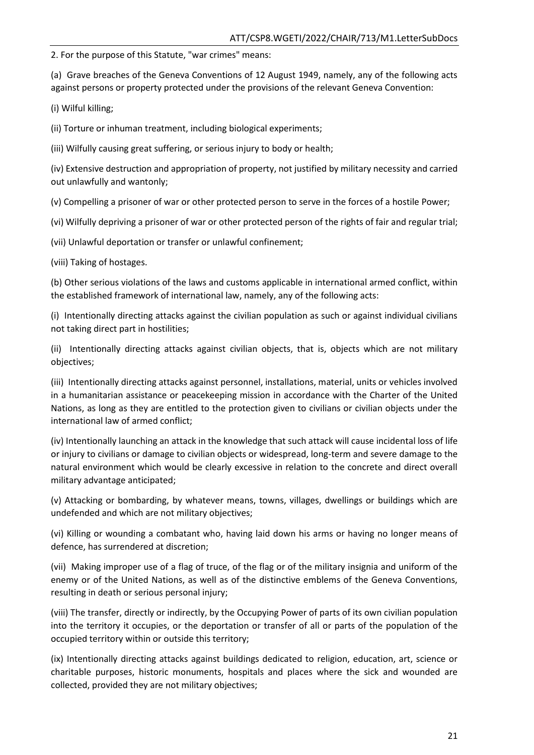2. For the purpose of this Statute, "war crimes" means:

(a) Grave breaches of the Geneva Conventions of 12 August 1949, namely, any of the following acts against persons or property protected under the provisions of the relevant Geneva Convention:

(i) Wilful killing;

(ii) Torture or inhuman treatment, including biological experiments;

(iii) Wilfully causing great suffering, or serious injury to body or health;

(iv) Extensive destruction and appropriation of property, not justified by military necessity and carried out unlawfully and wantonly;

(v) Compelling a prisoner of war or other protected person to serve in the forces of a hostile Power;

(vi) Wilfully depriving a prisoner of war or other protected person of the rights of fair and regular trial;

(vii) Unlawful deportation or transfer or unlawful confinement;

(viii) Taking of hostages.

(b) Other serious violations of the laws and customs applicable in international armed conflict, within the established framework of international law, namely, any of the following acts:

(i) Intentionally directing attacks against the civilian population as such or against individual civilians not taking direct part in hostilities;

(ii) Intentionally directing attacks against civilian objects, that is, objects which are not military objectives;

(iii) Intentionally directing attacks against personnel, installations, material, units or vehicles involved in a humanitarian assistance or peacekeeping mission in accordance with the Charter of the United Nations, as long as they are entitled to the protection given to civilians or civilian objects under the international law of armed conflict;

(iv) Intentionally launching an attack in the knowledge that such attack will cause incidental loss of life or injury to civilians or damage to civilian objects or widespread, long-term and severe damage to the natural environment which would be clearly excessive in relation to the concrete and direct overall military advantage anticipated;

(v) Attacking or bombarding, by whatever means, towns, villages, dwellings or buildings which are undefended and which are not military objectives;

(vi) Killing or wounding a combatant who, having laid down his arms or having no longer means of defence, has surrendered at discretion;

(vii) Making improper use of a flag of truce, of the flag or of the military insignia and uniform of the enemy or of the United Nations, as well as of the distinctive emblems of the Geneva Conventions, resulting in death or serious personal injury;

(viii) The transfer, directly or indirectly, by the Occupying Power of parts of its own civilian population into the territory it occupies, or the deportation or transfer of all or parts of the population of the occupied territory within or outside this territory;

(ix) Intentionally directing attacks against buildings dedicated to religion, education, art, science or charitable purposes, historic monuments, hospitals and places where the sick and wounded are collected, provided they are not military objectives;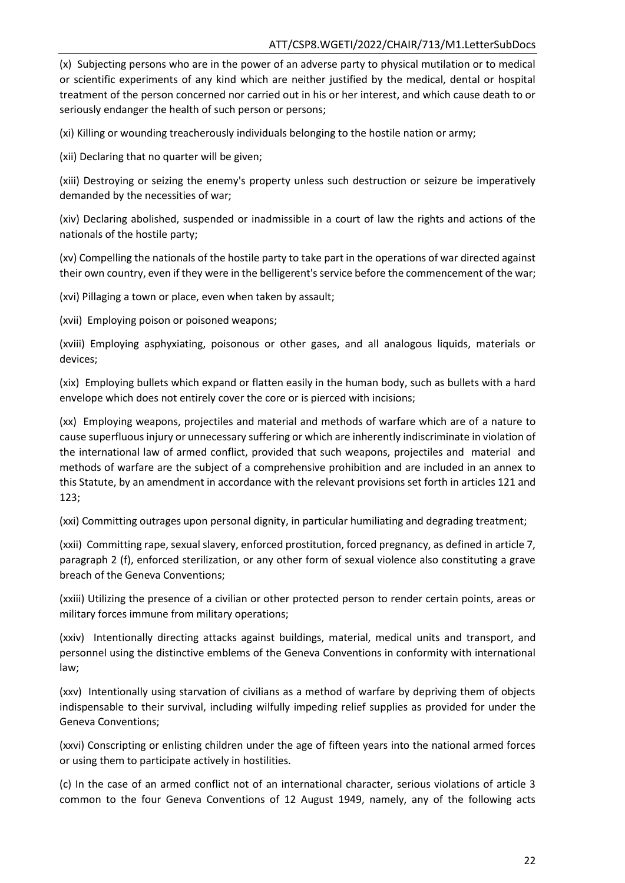(x) Subjecting persons who are in the power of an adverse party to physical mutilation or to medical or scientific experiments of any kind which are neither justified by the medical, dental or hospital treatment of the person concerned nor carried out in his or her interest, and which cause death to or seriously endanger the health of such person or persons;

(xi) Killing or wounding treacherously individuals belonging to the hostile nation or army;

(xii) Declaring that no quarter will be given;

(xiii) Destroying or seizing the enemy's property unless such destruction or seizure be imperatively demanded by the necessities of war;

(xiv) Declaring abolished, suspended or inadmissible in a court of law the rights and actions of the nationals of the hostile party;

(xv) Compelling the nationals of the hostile party to take part in the operations of war directed against their own country, even if they were in the belligerent's service before the commencement of the war;

(xvi) Pillaging a town or place, even when taken by assault;

(xvii) Employing poison or poisoned weapons;

(xviii) Employing asphyxiating, poisonous or other gases, and all analogous liquids, materials or devices;

(xix) Employing bullets which expand or flatten easily in the human body, such as bullets with a hard envelope which does not entirely cover the core or is pierced with incisions;

(xx) Employing weapons, projectiles and material and methods of warfare which are of a nature to cause superfluous injury or unnecessary suffering or which are inherently indiscriminate in violation of the international law of armed conflict, provided that such weapons, projectiles and material and methods of warfare are the subject of a comprehensive prohibition and are included in an annex to this Statute, by an amendment in accordance with the relevant provisions set forth in articles 121 and 123;

(xxi) Committing outrages upon personal dignity, in particular humiliating and degrading treatment;

(xxii) Committing rape, sexual slavery, enforced prostitution, forced pregnancy, as defined in article 7, paragraph 2 (f), enforced sterilization, or any other form of sexual violence also constituting a grave breach of the Geneva Conventions;

(xxiii) Utilizing the presence of a civilian or other protected person to render certain points, areas or military forces immune from military operations;

(xxiv) Intentionally directing attacks against buildings, material, medical units and transport, and personnel using the distinctive emblems of the Geneva Conventions in conformity with international law;

(xxv) Intentionally using starvation of civilians as a method of warfare by depriving them of objects indispensable to their survival, including wilfully impeding relief supplies as provided for under the Geneva Conventions;

(xxvi) Conscripting or enlisting children under the age of fifteen years into the national armed forces or using them to participate actively in hostilities.

(c) In the case of an armed conflict not of an international character, serious violations of article 3 common to the four Geneva Conventions of 12 August 1949, namely, any of the following acts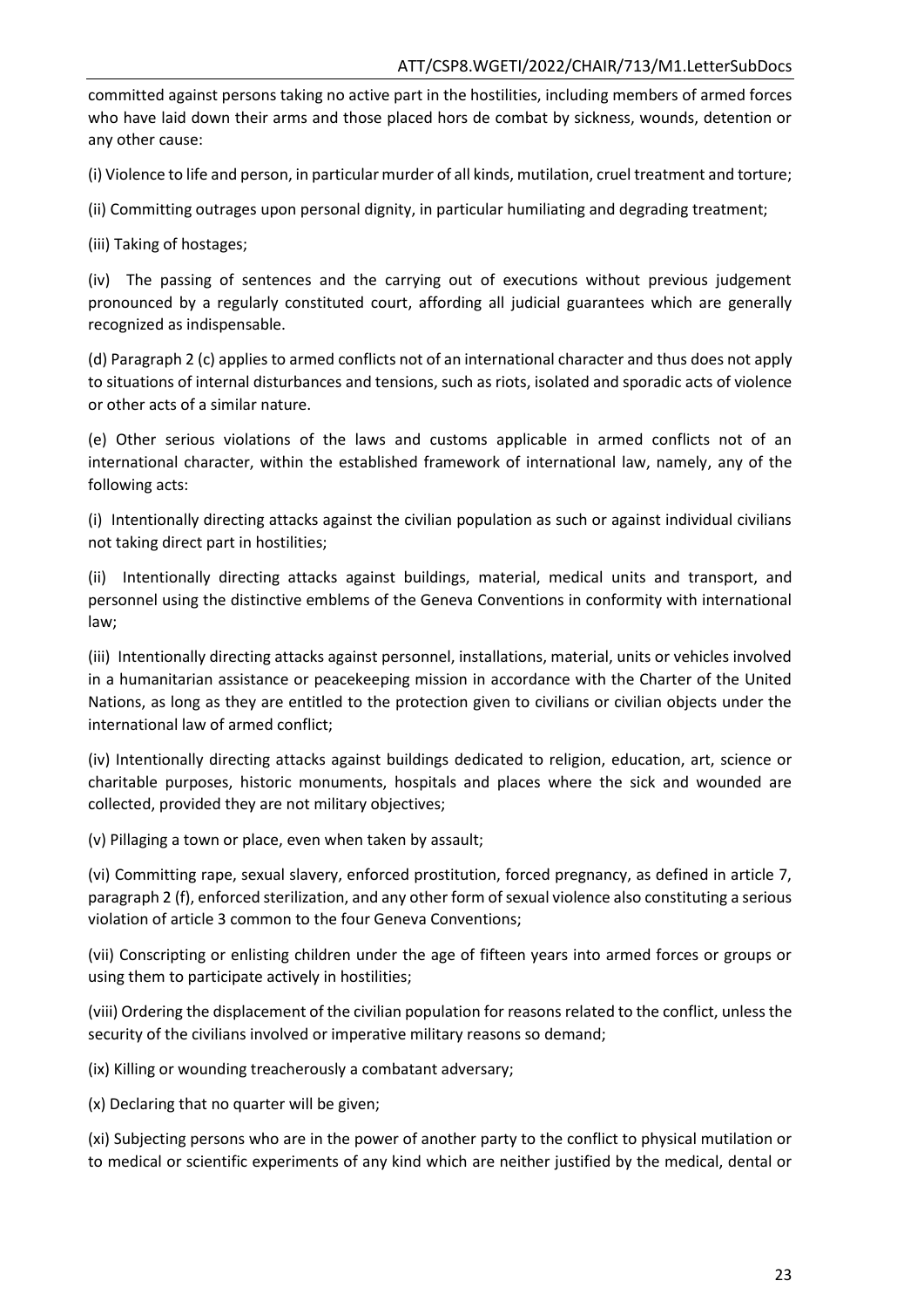committed against persons taking no active part in the hostilities, including members of armed forces who have laid down their arms and those placed hors de combat by sickness, wounds, detention or any other cause:

(i) Violence to life and person, in particular murder of all kinds, mutilation, cruel treatment and torture;

(ii) Committing outrages upon personal dignity, in particular humiliating and degrading treatment;

(iii) Taking of hostages;

(iv) The passing of sentences and the carrying out of executions without previous judgement pronounced by a regularly constituted court, affording all judicial guarantees which are generally recognized as indispensable.

(d) Paragraph 2 (c) applies to armed conflicts not of an international character and thus does not apply to situations of internal disturbances and tensions, such as riots, isolated and sporadic acts of violence or other acts of a similar nature.

(e) Other serious violations of the laws and customs applicable in armed conflicts not of an international character, within the established framework of international law, namely, any of the following acts:

(i) Intentionally directing attacks against the civilian population as such or against individual civilians not taking direct part in hostilities;

(ii) Intentionally directing attacks against buildings, material, medical units and transport, and personnel using the distinctive emblems of the Geneva Conventions in conformity with international law;

(iii) Intentionally directing attacks against personnel, installations, material, units or vehicles involved in a humanitarian assistance or peacekeeping mission in accordance with the Charter of the United Nations, as long as they are entitled to the protection given to civilians or civilian objects under the international law of armed conflict;

(iv) Intentionally directing attacks against buildings dedicated to religion, education, art, science or charitable purposes, historic monuments, hospitals and places where the sick and wounded are collected, provided they are not military objectives;

(v) Pillaging a town or place, even when taken by assault;

(vi) Committing rape, sexual slavery, enforced prostitution, forced pregnancy, as defined in article 7, paragraph 2 (f), enforced sterilization, and any other form of sexual violence also constituting a serious violation of article 3 common to the four Geneva Conventions;

(vii) Conscripting or enlisting children under the age of fifteen years into armed forces or groups or using them to participate actively in hostilities;

(viii) Ordering the displacement of the civilian population for reasons related to the conflict, unless the security of the civilians involved or imperative military reasons so demand;

(ix) Killing or wounding treacherously a combatant adversary;

(x) Declaring that no quarter will be given;

(xi) Subjecting persons who are in the power of another party to the conflict to physical mutilation or to medical or scientific experiments of any kind which are neither justified by the medical, dental or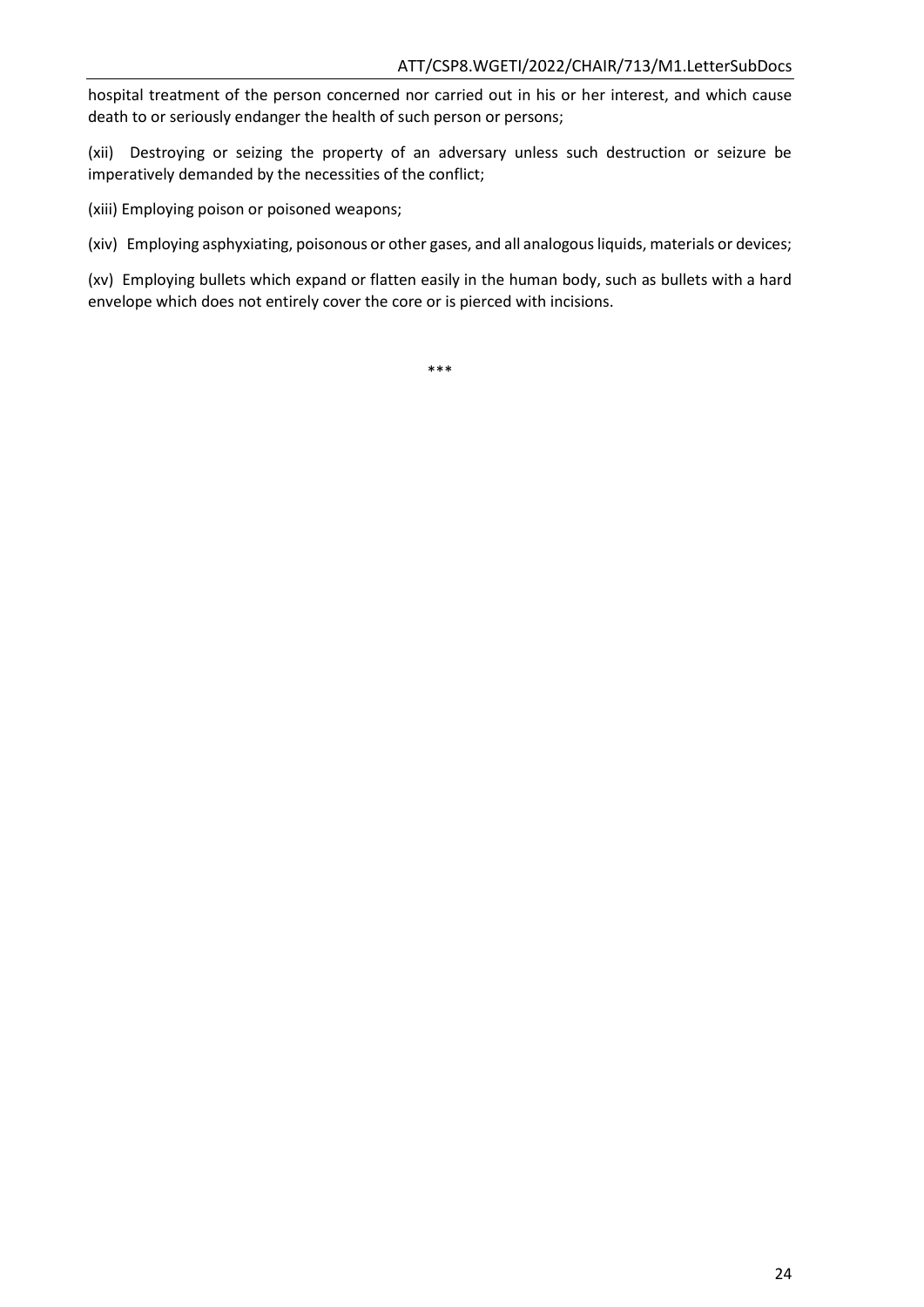hospital treatment of the person concerned nor carried out in his or her interest, and which cause death to or seriously endanger the health of such person or persons;

(xii) Destroying or seizing the property of an adversary unless such destruction or seizure be imperatively demanded by the necessities of the conflict;

(xiii) Employing poison or poisoned weapons;

(xiv) Employing asphyxiating, poisonous or other gases, and all analogous liquids, materials or devices;

(xv) Employing bullets which expand or flatten easily in the human body, such as bullets with a hard envelope which does not entirely cover the core or is pierced with incisions.

***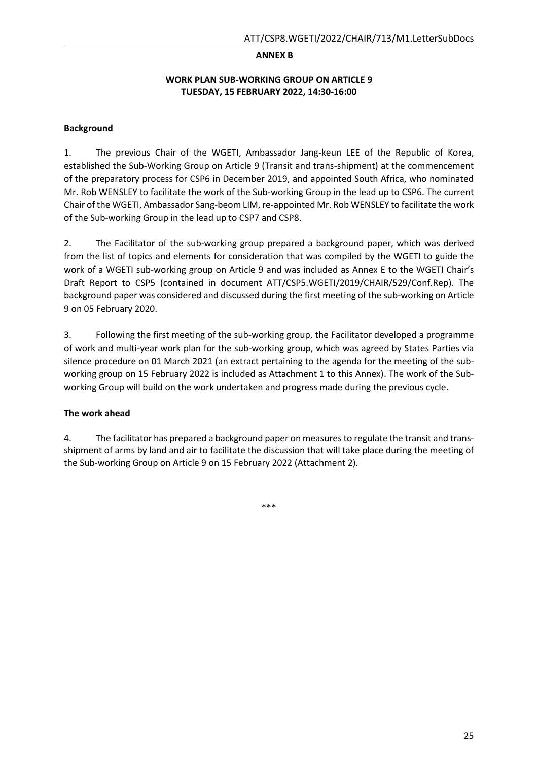**ANNEX B**

**WORK PLAN SUB-WORKING GROUP ON ARTICLE 9**
**TUESDAY, 15 FEBRUARY 2022, 14:30-16:00**

**Background**

1. The previous Chair of the WGETI, Ambassador Jang-keun LEE of the Republic of Korea, established the Sub-Working Group on Article 9 (Transit and trans-shipment) at the commencement of the preparatory process for CSP6 in December 2019, and appointed South Africa, who nominated Mr. Rob WENSLEY to facilitate the work of the Sub-working Group in the lead up to CSP6. The current Chair of the WGETI, Ambassador Sang-beom LIM, re-appointed Mr. Rob WENSLEY to facilitate the work of the Sub-working Group in the lead up to CSP7 and CSP8.

2. The Facilitator of the sub-working group prepared a background paper, which was derived from the list of topics and elements for consideration that was compiled by the WGETI to guide the work of a WGETI sub-working group on Article 9 and was included as Annex E to the WGETI Chair's Draft Report to CSP5 (contained in document ATT/CSP5.WGETI/2019/CHAIR/529/Conf.Rep). The background paper was considered and discussed during the first meeting of the sub-working on Article 9 on 05 February 2020.

3. Following the first meeting of the sub-working group, the Facilitator developed a programme of work and multi-year work plan for the sub-working group, which was agreed by States Parties via silence procedure on 01 March 2021 (an extract pertaining to the agenda for the meeting of the sub-working group on 15 February 2022 is included as Attachment 1 to this Annex). The work of the Sub-working Group will build on the work undertaken and progress made during the previous cycle.

**The work ahead**

4. The facilitator has prepared a background paper on measures to regulate the transit and trans-shipment of arms by land and air to facilitate the discussion that will take place during the meeting of the Sub-working Group on Article 9 on 15 February 2022 (Attachment 2).

\*\*\*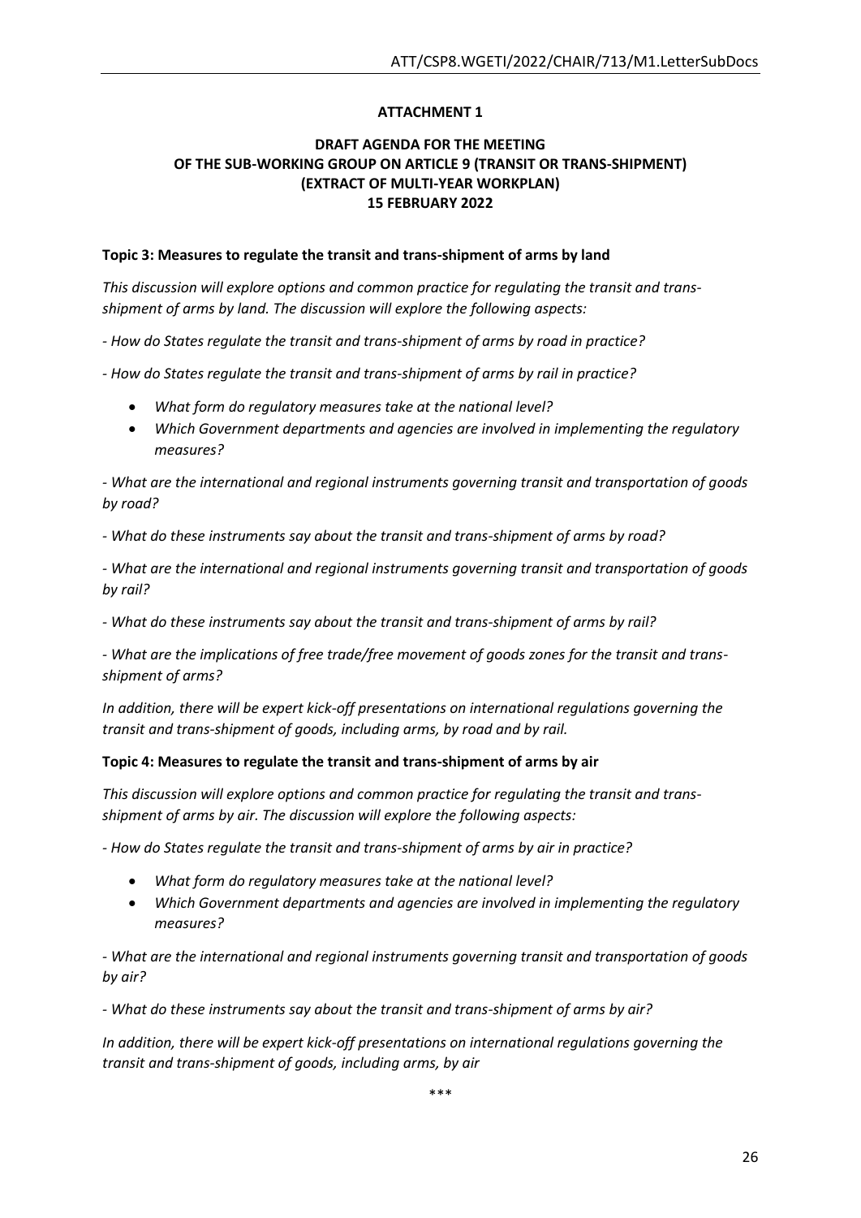**ATTACHMENT 1**

**DRAFT AGENDA FOR THE MEETING OF THE SUB-WORKING GROUP ON ARTICLE 9 (TRANSIT OR TRANS-SHIPMENT) (EXTRACT OF MULTI-YEAR WORKPLAN) 15 FEBRUARY 2022**

**Topic 3: Measures to regulate the transit and trans-shipment of arms by land**

*This discussion will explore options and common practice for regulating the transit and trans-shipment of arms by land. The discussion will explore the following aspects:*

*- How do States regulate the transit and trans-shipment of arms by road in practice?*

*- How do States regulate the transit and trans-shipment of arms by rail in practice?*

- *What form do regulatory measures take at the national level?*
- *Which Government departments and agencies are involved in implementing the regulatory measures?*

*- What are the international and regional instruments governing transit and transportation of goods by road?*

*- What do these instruments say about the transit and trans-shipment of arms by road?*

*- What are the international and regional instruments governing transit and transportation of goods by rail?*

*- What do these instruments say about the transit and trans-shipment of arms by rail?*

*- What are the implications of free trade/free movement of goods zones for the transit and trans-shipment of arms?*

*In addition, there will be expert kick-off presentations on international regulations governing the transit and trans-shipment of goods, including arms, by road and by rail.*

**Topic 4: Measures to regulate the transit and trans-shipment of arms by air**

*This discussion will explore options and common practice for regulating the transit and trans-shipment of arms by air. The discussion will explore the following aspects:*

*- How do States regulate the transit and trans-shipment of arms by air in practice?*

- *What form do regulatory measures take at the national level?*
- *Which Government departments and agencies are involved in implementing the regulatory measures?*

*- What are the international and regional instruments governing transit and transportation of goods by air?*

*- What do these instruments say about the transit and trans-shipment of arms by air?*

*In addition, there will be expert kick-off presentations on international regulations governing the transit and trans-shipment of goods, including arms, by air*

\*\*\*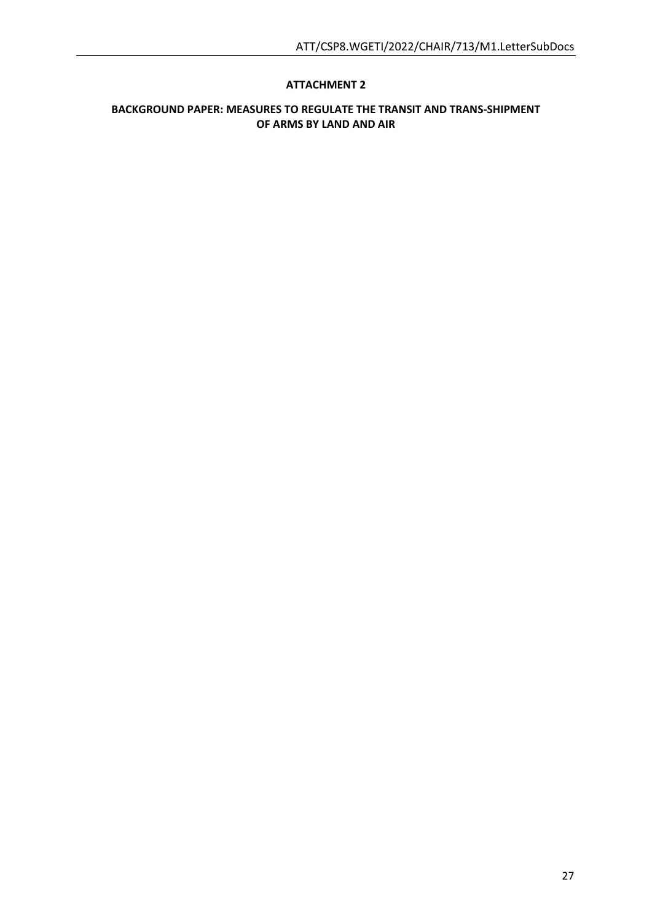**ATTACHMENT 2**

**BACKGROUND PAPER: MEASURES TO REGULATE THE TRANSIT AND TRANS-SHIPMENT OF ARMS BY LAND AND AIR**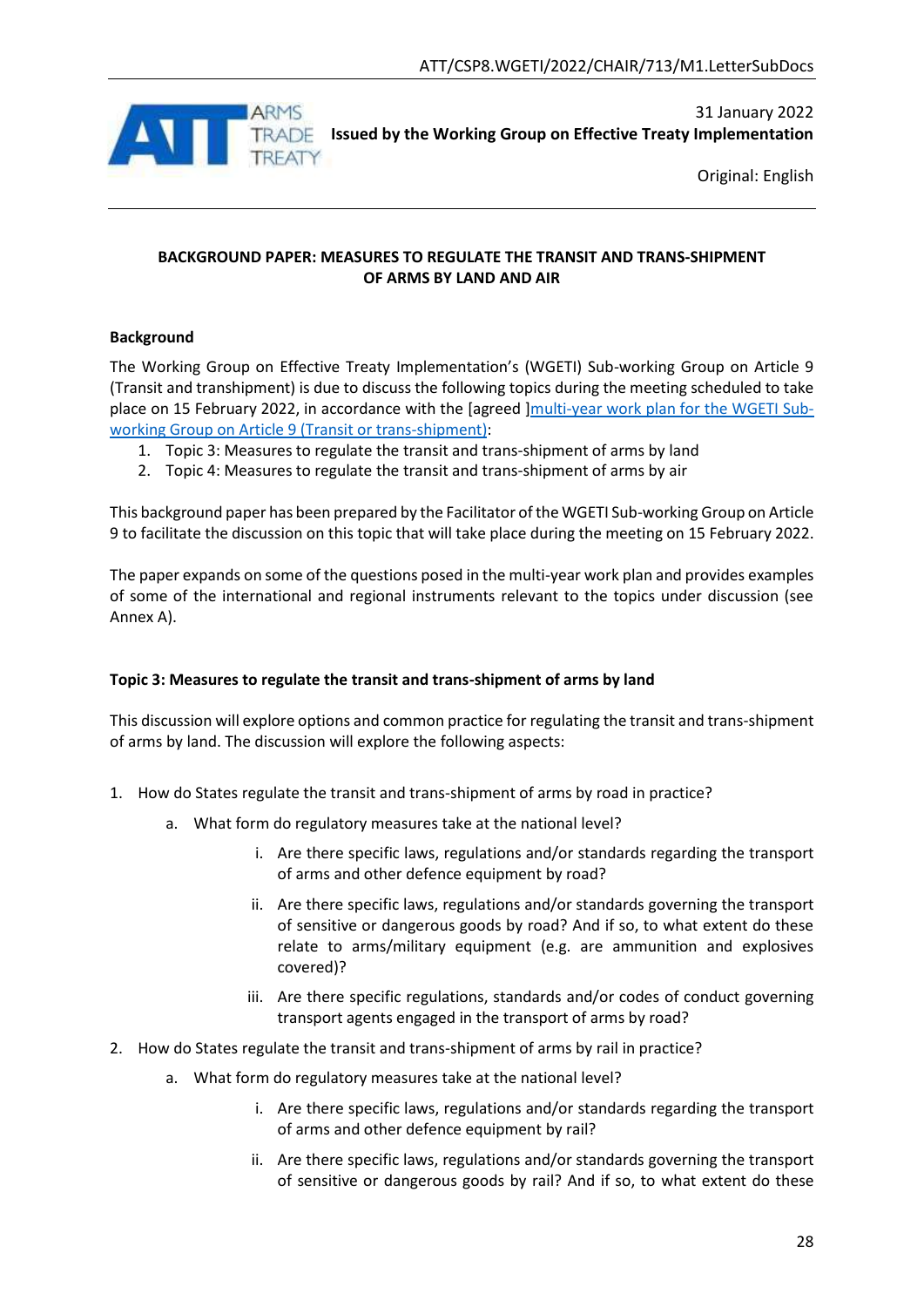31 January 2022

**Issued by the Working Group on Effective Treaty Implementation**

Original: English

**BACKGROUND PAPER: MEASURES TO REGULATE THE TRANSIT AND TRANS-SHIPMENT OF ARMS BY LAND AND AIR**

**Background**

The Working Group on Effective Treaty Implementation's (WGETI) Sub-working Group on Article 9 (Transit and transhipment) is due to discuss the following topics during the meeting scheduled to take place on 15 February 2022, in accordance with the [agreed ]multi-year work plan for the WGETI Sub-working Group on Article 9 (Transit or trans-shipment):

1. Topic 3: Measures to regulate the transit and trans-shipment of arms by land
2. Topic 4: Measures to regulate the transit and trans-shipment of arms by air

This background paper has been prepared by the Facilitator of the WGETI Sub-working Group on Article 9 to facilitate the discussion on this topic that will take place during the meeting on 15 February 2022.

The paper expands on some of the questions posed in the multi-year work plan and provides examples of some of the international and regional instruments relevant to the topics under discussion (see Annex A).

**Topic 3: Measures to regulate the transit and trans-shipment of arms by land**

This discussion will explore options and common practice for regulating the transit and trans-shipment of arms by land. The discussion will explore the following aspects:

1. How do States regulate the transit and trans-shipment of arms by road in practice?
   a. What form do regulatory measures take at the national level?
      i. Are there specific laws, regulations and/or standards regarding the transport of arms and other defence equipment by road?
      ii. Are there specific laws, regulations and/or standards governing the transport of sensitive or dangerous goods by road? And if so, to what extent do these relate to arms/military equipment (e.g. are ammunition and explosives covered)?
      iii. Are there specific regulations, standards and/or codes of conduct governing transport agents engaged in the transport of arms by road?
2. How do States regulate the transit and trans-shipment of arms by rail in practice?
   a. What form do regulatory measures take at the national level?
      i. Are there specific laws, regulations and/or standards regarding the transport of arms and other defence equipment by rail?
      ii. Are there specific laws, regulations and/or standards governing the transport of sensitive or dangerous goods by rail? And if so, to what extent do these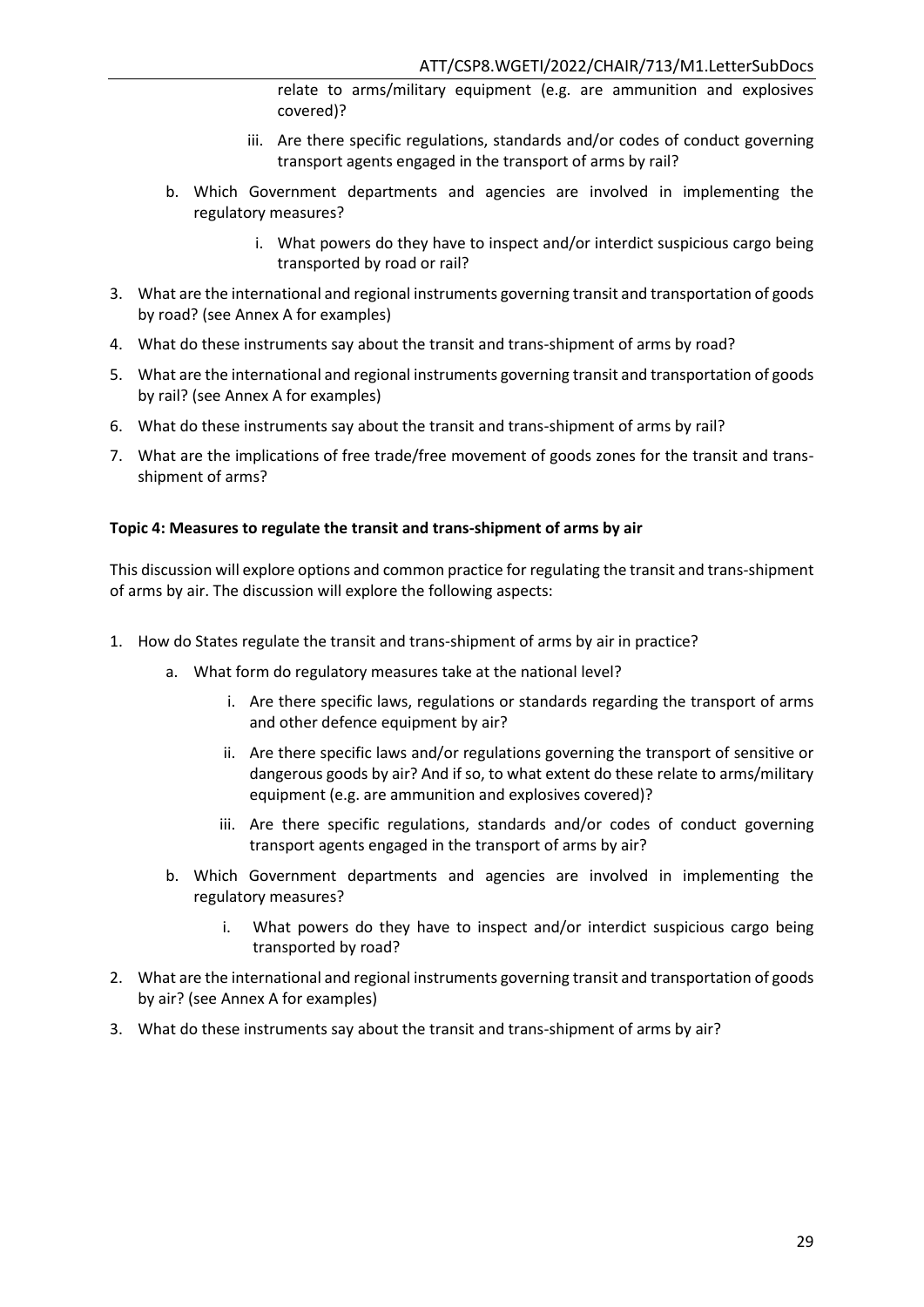relate to arms/military equipment (e.g. are ammunition and explosives covered)?

iii. Are there specific regulations, standards and/or codes of conduct governing transport agents engaged in the transport of arms by rail?

b. Which Government departments and agencies are involved in implementing the regulatory measures?

   i. What powers do they have to inspect and/or interdict suspicious cargo being transported by road or rail?

3. What are the international and regional instruments governing transit and transportation of goods by road? (see Annex A for examples)
4. What do these instruments say about the transit and trans-shipment of arms by road?
5. What are the international and regional instruments governing transit and transportation of goods by rail? (see Annex A for examples)
6. What do these instruments say about the transit and trans-shipment of arms by rail?
7. What are the implications of free trade/free movement of goods zones for the transit and trans-shipment of arms?

**Topic 4: Measures to regulate the transit and trans-shipment of arms by air**

This discussion will explore options and common practice for regulating the transit and trans-shipment of arms by air. The discussion will explore the following aspects:

1. How do States regulate the transit and trans-shipment of arms by air in practice?
   a. What form do regulatory measures take at the national level?
      i. Are there specific laws, regulations or standards regarding the transport of arms and other defence equipment by air?
      ii. Are there specific laws and/or regulations governing the transport of sensitive or dangerous goods by air? And if so, to what extent do these relate to arms/military equipment (e.g. are ammunition and explosives covered)?
      iii. Are there specific regulations, standards and/or codes of conduct governing transport agents engaged in the transport of arms by air?
   b. Which Government departments and agencies are involved in implementing the regulatory measures?
      i. What powers do they have to inspect and/or interdict suspicious cargo being transported by road?
2. What are the international and regional instruments governing transit and transportation of goods by air? (see Annex A for examples)
3. What do these instruments say about the transit and trans-shipment of arms by air?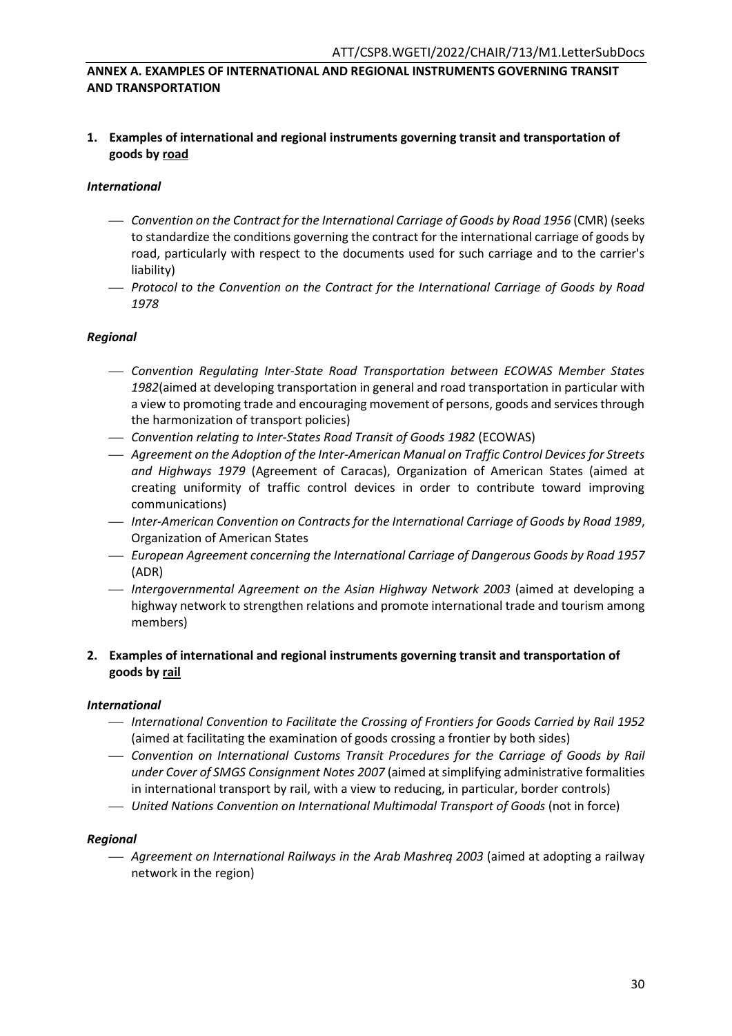## ANNEX A. EXAMPLES OF INTERNATIONAL AND REGIONAL INSTRUMENTS GOVERNING TRANSIT AND TRANSPORTATION

### 1. Examples of international and regional instruments governing transit and transportation of goods by road

#### *International*

- *Convention on the Contract for the International Carriage of Goods by Road 1956* (CMR) (seeks to standardize the conditions governing the contract for the international carriage of goods by road, particularly with respect to the documents used for such carriage and to the carrier's liability)
- *Protocol to the Convention on the Contract for the International Carriage of Goods by Road 1978*

#### *Regional*

- *Convention Regulating Inter-State Road Transportation between ECOWAS Member States 1982*(aimed at developing transportation in general and road transportation in particular with a view to promoting trade and encouraging movement of persons, goods and services through the harmonization of transport policies)
- *Convention relating to Inter-States Road Transit of Goods 1982* (ECOWAS)
- *Agreement on the Adoption of the Inter-American Manual on Traffic Control Devices for Streets and Highways 1979* (Agreement of Caracas), Organization of American States (aimed at creating uniformity of traffic control devices in order to contribute toward improving communications)
- *Inter-American Convention on Contracts for the International Carriage of Goods by Road 1989*, Organization of American States
- *European Agreement concerning the International Carriage of Dangerous Goods by Road 1957* (ADR)
- *Intergovernmental Agreement on the Asian Highway Network 2003* (aimed at developing a highway network to strengthen relations and promote international trade and tourism among members)

### 2. Examples of international and regional instruments governing transit and transportation of goods by rail

#### *International*

- *International Convention to Facilitate the Crossing of Frontiers for Goods Carried by Rail 1952* (aimed at facilitating the examination of goods crossing a frontier by both sides)
- *Convention on International Customs Transit Procedures for the Carriage of Goods by Rail under Cover of SMGS Consignment Notes 2007* (aimed at simplifying administrative formalities in international transport by rail, with a view to reducing, in particular, border controls)
- *United Nations Convention on International Multimodal Transport of Goods* (not in force)

#### *Regional*

- *Agreement on International Railways in the Arab Mashreq 2003* (aimed at adopting a railway network in the region)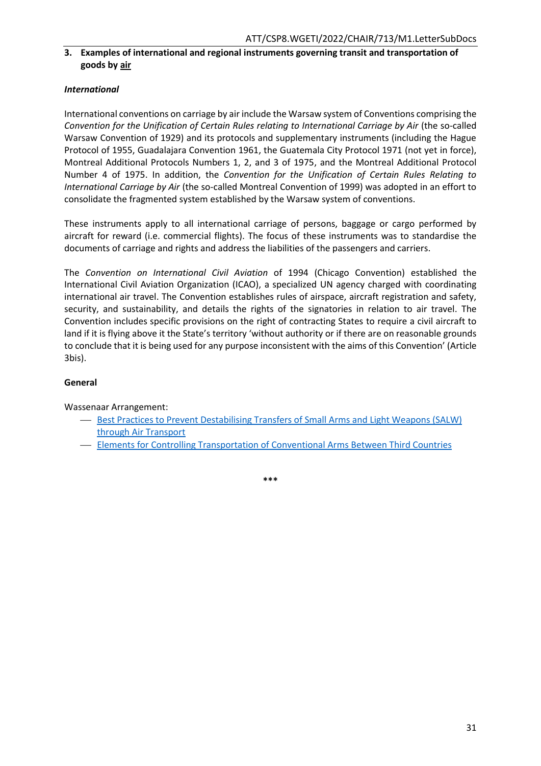### 3. Examples of international and regional instruments governing transit and transportation of goods by air

***International***

International conventions on carriage by air include the Warsaw system of Conventions comprising the *Convention for the Unification of Certain Rules relating to International Carriage by Air* (the so-called Warsaw Convention of 1929) and its protocols and supplementary instruments (including the Hague Protocol of 1955, Guadalajara Convention 1961, the Guatemala City Protocol 1971 (not yet in force), Montreal Additional Protocols Numbers 1, 2, and 3 of 1975, and the Montreal Additional Protocol Number 4 of 1975. In addition, the *Convention for the Unification of Certain Rules Relating to International Carriage by Air* (the so-called Montreal Convention of 1999) was adopted in an effort to consolidate the fragmented system established by the Warsaw system of conventions.

These instruments apply to all international carriage of persons, baggage or cargo performed by aircraft for reward (i.e. commercial flights). The focus of these instruments was to standardise the documents of carriage and rights and address the liabilities of the passengers and carriers.

The *Convention on International Civil Aviation* of 1994 (Chicago Convention) established the International Civil Aviation Organization (ICAO), a specialized UN agency charged with coordinating international air travel. The Convention establishes rules of airspace, aircraft registration and safety, security, and sustainability, and details the rights of the signatories in relation to air travel. The Convention includes specific provisions on the right of contracting States to require a civil aircraft to land if it is flying above it the State's territory 'without authority or if there are on reasonable grounds to conclude that it is being used for any purpose inconsistent with the aims of this Convention' (Article 3bis).

**General**

Wassenaar Arrangement:

- Best Practices to Prevent Destabilising Transfers of Small Arms and Light Weapons (SALW) through Air Transport
- Elements for Controlling Transportation of Conventional Arms Between Third Countries

\*\*\*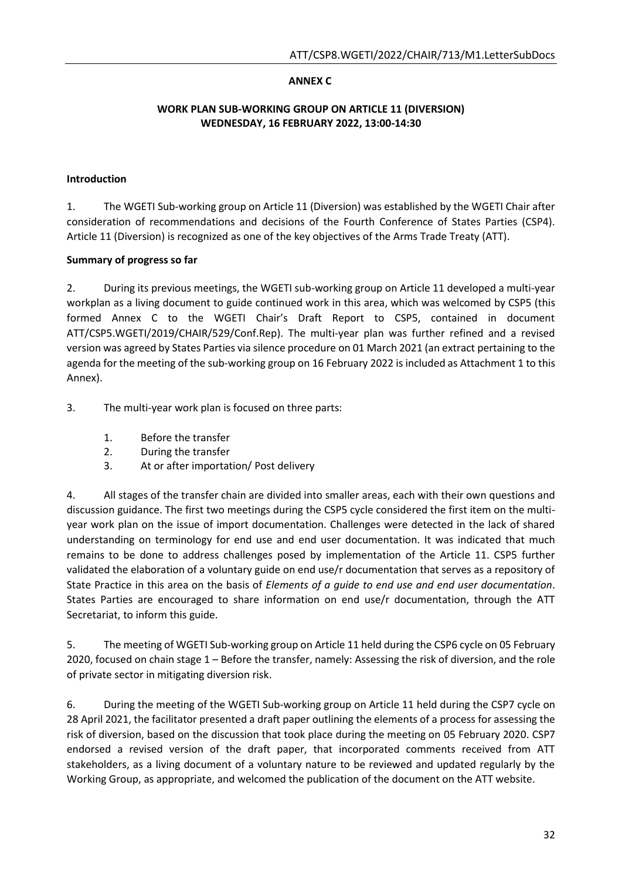**ANNEX C**

**WORK PLAN SUB-WORKING GROUP ON ARTICLE 11 (DIVERSION)**
**WEDNESDAY, 16 FEBRUARY 2022, 13:00-14:30**

**Introduction**

1. The WGETI Sub-working group on Article 11 (Diversion) was established by the WGETI Chair after consideration of recommendations and decisions of the Fourth Conference of States Parties (CSP4). Article 11 (Diversion) is recognized as one of the key objectives of the Arms Trade Treaty (ATT).

**Summary of progress so far**

2. During its previous meetings, the WGETI sub-working group on Article 11 developed a multi-year workplan as a living document to guide continued work in this area, which was welcomed by CSP5 (this formed Annex C to the WGETI Chair's Draft Report to CSP5, contained in document ATT/CSP5.WGETI/2019/CHAIR/529/Conf.Rep). The multi-year plan was further refined and a revised version was agreed by States Parties via silence procedure on 01 March 2021 (an extract pertaining to the agenda for the meeting of the sub-working group on 16 February 2022 is included as Attachment 1 to this Annex).

3. The multi-year work plan is focused on three parts:

   1. Before the transfer
   2. During the transfer
   3. At or after importation/ Post delivery

4. All stages of the transfer chain are divided into smaller areas, each with their own questions and discussion guidance. The first two meetings during the CSP5 cycle considered the first item on the multi-year work plan on the issue of import documentation. Challenges were detected in the lack of shared understanding on terminology for end use and end user documentation. It was indicated that much remains to be done to address challenges posed by implementation of the Article 11. CSP5 further validated the elaboration of a voluntary guide on end use/r documentation that serves as a repository of State Practice in this area on the basis of *Elements of a guide to end use and end user documentation*. States Parties are encouraged to share information on end use/r documentation, through the ATT Secretariat, to inform this guide.

5. The meeting of WGETI Sub-working group on Article 11 held during the CSP6 cycle on 05 February 2020, focused on chain stage 1 – Before the transfer, namely: Assessing the risk of diversion, and the role of private sector in mitigating diversion risk.

6. During the meeting of the WGETI Sub-working group on Article 11 held during the CSP7 cycle on 28 April 2021, the facilitator presented a draft paper outlining the elements of a process for assessing the risk of diversion, based on the discussion that took place during the meeting on 05 February 2020. CSP7 endorsed a revised version of the draft paper, that incorporated comments received from ATT stakeholders, as a living document of a voluntary nature to be reviewed and updated regularly by the Working Group, as appropriate, and welcomed the publication of the document on the ATT website.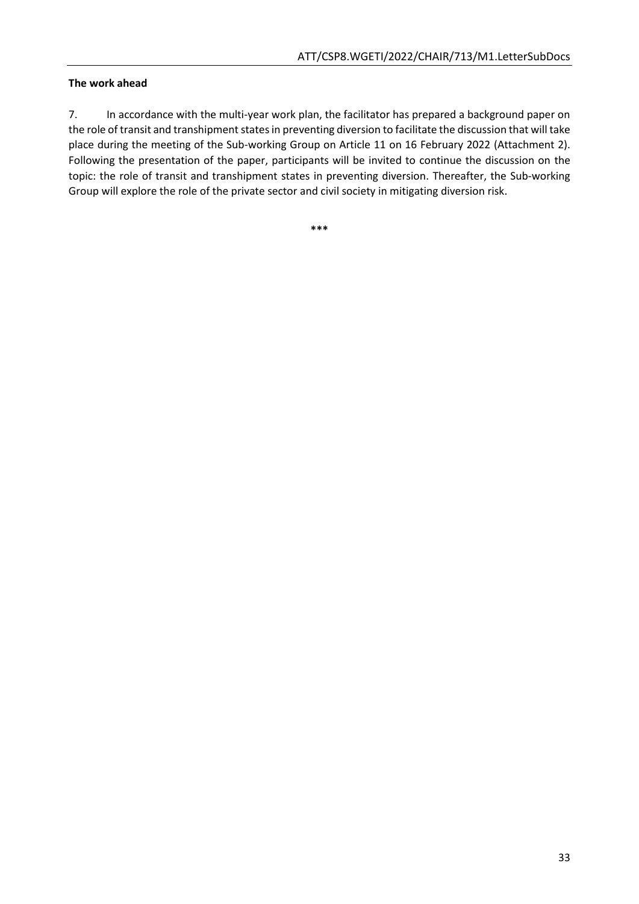**The work ahead**

7. In accordance with the multi-year work plan, the facilitator has prepared a background paper on the role of transit and transhipment states in preventing diversion to facilitate the discussion that will take place during the meeting of the Sub-working Group on Article 11 on 16 February 2022 (Attachment 2). Following the presentation of the paper, participants will be invited to continue the discussion on the topic: the role of transit and transhipment states in preventing diversion. Thereafter, the Sub-working Group will explore the role of the private sector and civil society in mitigating diversion risk.

***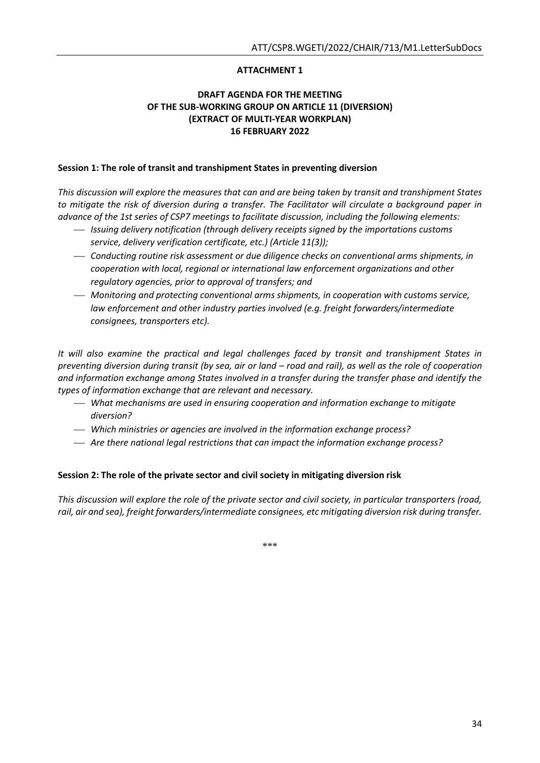**ATTACHMENT 1**

**DRAFT AGENDA FOR THE MEETING OF THE SUB-WORKING GROUP ON ARTICLE 11 (DIVERSION) (EXTRACT OF MULTI-YEAR WORKPLAN) 16 FEBRUARY 2022**

**Session 1: The role of transit and transhipment States in preventing diversion**

*This discussion will explore the measures that can and are being taken by transit and transhipment States to mitigate the risk of diversion during a transfer. The Facilitator will circulate a background paper in advance of the 1st series of CSP7 meetings to facilitate discussion, including the following elements:*

- *Issuing delivery notification (through delivery receipts signed by the importations customs service, delivery verification certificate, etc.) (Article 11(3));*
- *Conducting routine risk assessment or due diligence checks on conventional arms shipments, in cooperation with local, regional or international law enforcement organizations and other regulatory agencies, prior to approval of transfers; and*
- *Monitoring and protecting conventional arms shipments, in cooperation with customs service, law enforcement and other industry parties involved (e.g. freight forwarders/intermediate consignees, transporters etc).*

*It will also examine the practical and legal challenges faced by transit and transhipment States in preventing diversion during transit (by sea, air or land – road and rail), as well as the role of cooperation and information exchange among States involved in a transfer during the transfer phase and identify the types of information exchange that are relevant and necessary.*

- *What mechanisms are used in ensuring cooperation and information exchange to mitigate diversion?*
- *Which ministries or agencies are involved in the information exchange process?*
- *Are there national legal restrictions that can impact the information exchange process?*

**Session 2: The role of the private sector and civil society in mitigating diversion risk**

*This discussion will explore the role of the private sector and civil society, in particular transporters (road, rail, air and sea), freight forwarders/intermediate consignees, etc mitigating diversion risk during transfer.*

***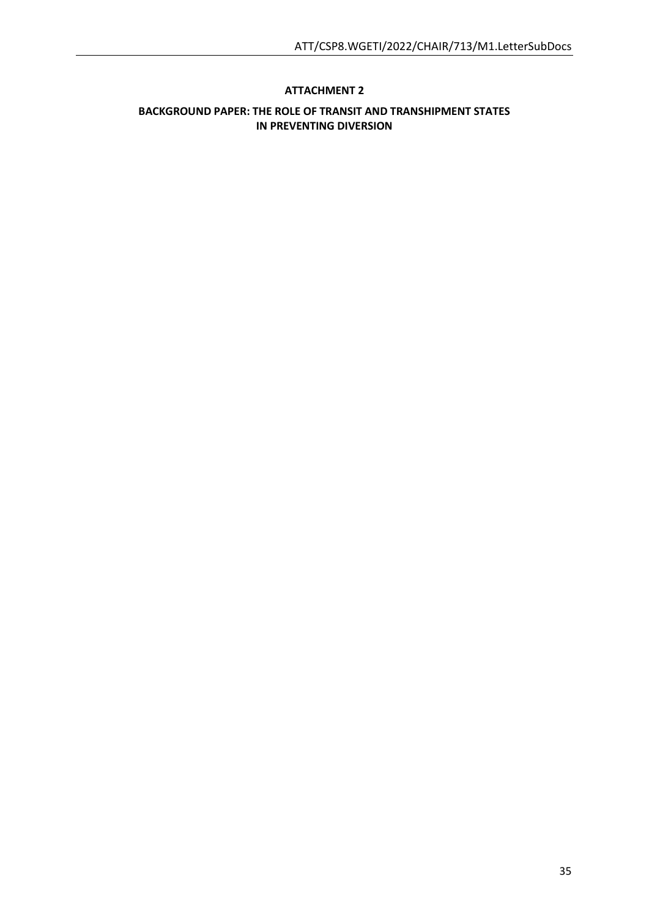**ATTACHMENT 2**

**BACKGROUND PAPER: THE ROLE OF TRANSIT AND TRANSHIPMENT STATES IN PREVENTING DIVERSION**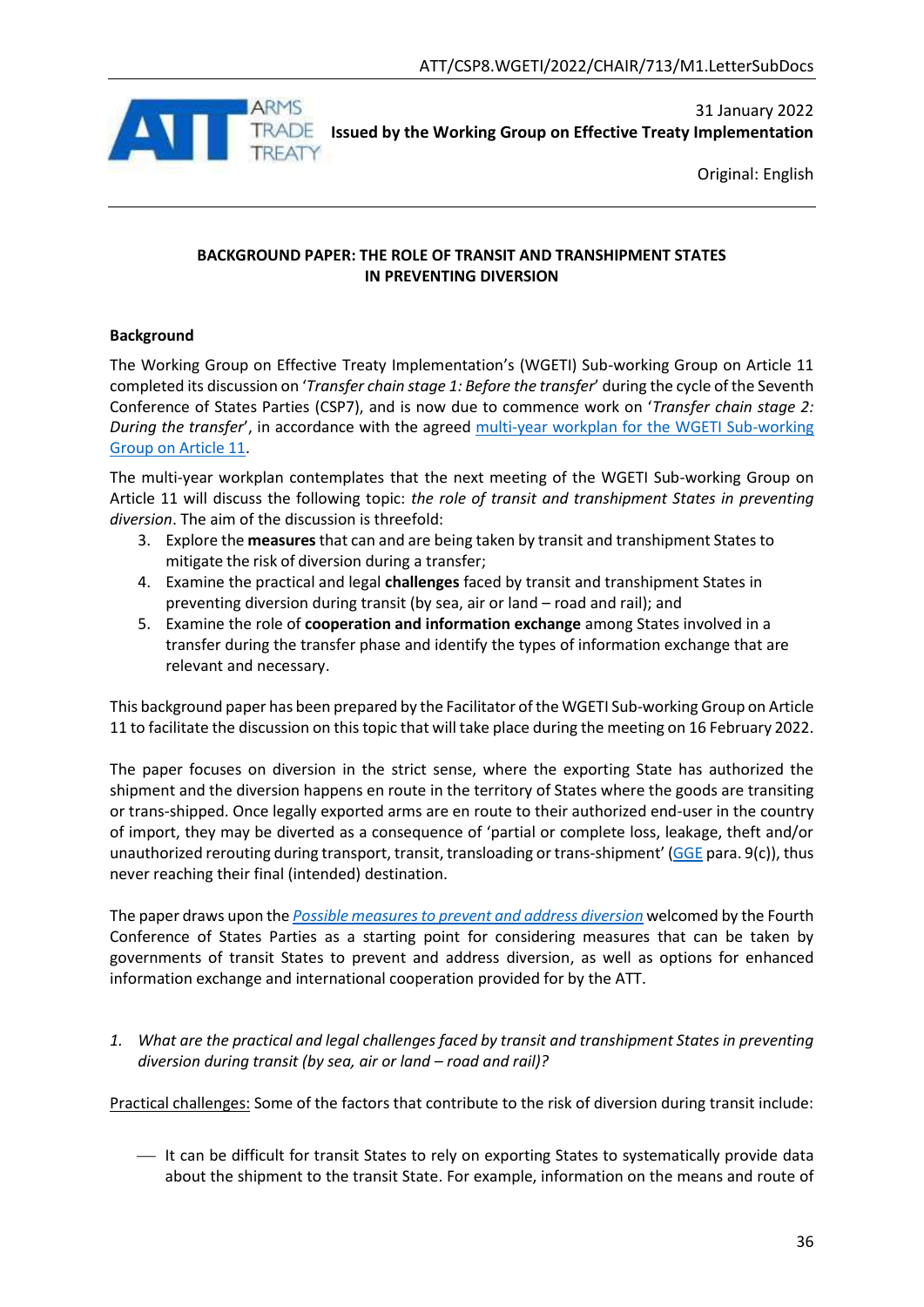ATT/CSP8.WGETI/2022/CHAIR/713/M1.LetterSubDocs

31 January 2022

**Issued by the Working Group on Effective Treaty Implementation**

Original: English

**BACKGROUND PAPER: THE ROLE OF TRANSIT AND TRANSHIPMENT STATES IN PREVENTING DIVERSION**

**Background**

The Working Group on Effective Treaty Implementation's (WGETI) Sub-working Group on Article 11 completed its discussion on '*Transfer chain stage 1: Before the transfer*' during the cycle of the Seventh Conference of States Parties (CSP7), and is now due to commence work on '*Transfer chain stage 2: During the transfer*', in accordance with the agreed multi-year workplan for the WGETI Sub-working Group on Article 11.

The multi-year workplan contemplates that the next meeting of the WGETI Sub-working Group on Article 11 will discuss the following topic: *the role of transit and transhipment States in preventing diversion*. The aim of the discussion is threefold:

3. Explore the **measures** that can and are being taken by transit and transhipment States to mitigate the risk of diversion during a transfer;
4. Examine the practical and legal **challenges** faced by transit and transhipment States in preventing diversion during transit (by sea, air or land – road and rail); and
5. Examine the role of **cooperation and information exchange** among States involved in a transfer during the transfer phase and identify the types of information exchange that are relevant and necessary.

This background paper has been prepared by the Facilitator of the WGETI Sub-working Group on Article 11 to facilitate the discussion on this topic that will take place during the meeting on 16 February 2022.

The paper focuses on diversion in the strict sense, where the exporting State has authorized the shipment and the diversion happens en route in the territory of States where the goods are transiting or trans-shipped. Once legally exported arms are en route to their authorized end-user in the country of import, they may be diverted as a consequence of 'partial or complete loss, leakage, theft and/or unauthorized rerouting during transport, transit, transloading or trans-shipment' (GGE para. 9(c)), thus never reaching their final (intended) destination.

The paper draws upon the *Possible measures to prevent and address diversion* welcomed by the Fourth Conference of States Parties as a starting point for considering measures that can be taken by governments of transit States to prevent and address diversion, as well as options for enhanced information exchange and international cooperation provided for by the ATT.

1. *What are the practical and legal challenges faced by transit and transhipment States in preventing diversion during transit (by sea, air or land – road and rail)?*

Practical challenges: Some of the factors that contribute to the risk of diversion during transit include:

- It can be difficult for transit States to rely on exporting States to systematically provide data about the shipment to the transit State. For example, information on the means and route of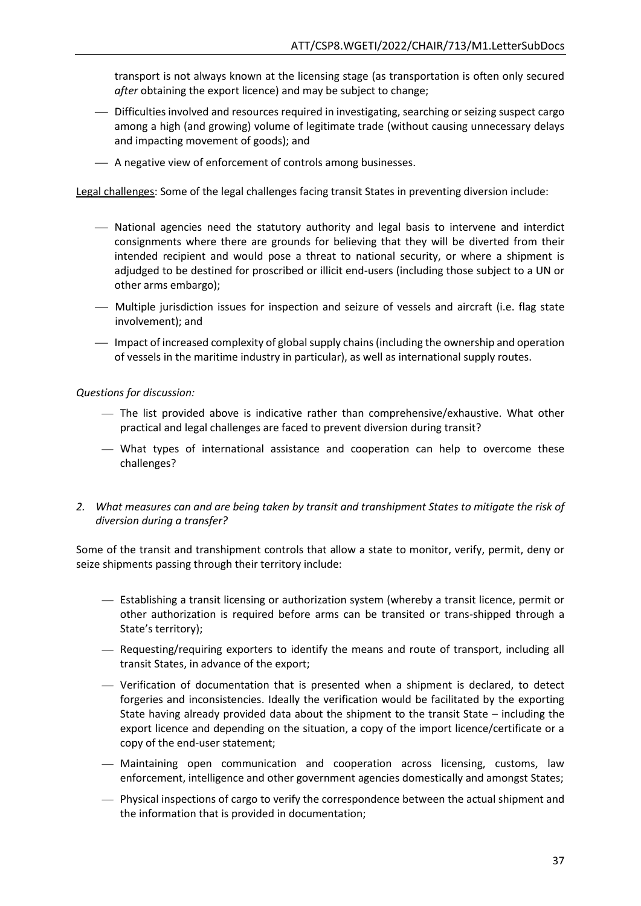transport is not always known at the licensing stage (as transportation is often only secured *after* obtaining the export licence) and may be subject to change;

- Difficulties involved and resources required in investigating, searching or seizing suspect cargo among a high (and growing) volume of legitimate trade (without causing unnecessary delays and impacting movement of goods); and
- A negative view of enforcement of controls among businesses.

Legal challenges: Some of the legal challenges facing transit States in preventing diversion include:

- National agencies need the statutory authority and legal basis to intervene and interdict consignments where there are grounds for believing that they will be diverted from their intended recipient and would pose a threat to national security, or where a shipment is adjudged to be destined for proscribed or illicit end-users (including those subject to a UN or other arms embargo);
- Multiple jurisdiction issues for inspection and seizure of vessels and aircraft (i.e. flag state involvement); and
- Impact of increased complexity of global supply chains (including the ownership and operation of vessels in the maritime industry in particular), as well as international supply routes.

*Questions for discussion:*

- The list provided above is indicative rather than comprehensive/exhaustive. What other practical and legal challenges are faced to prevent diversion during transit?
- What types of international assistance and cooperation can help to overcome these challenges?

*2. What measures can and are being taken by transit and transhipment States to mitigate the risk of diversion during a transfer?*

Some of the transit and transhipment controls that allow a state to monitor, verify, permit, deny or seize shipments passing through their territory include:

- Establishing a transit licensing or authorization system (whereby a transit licence, permit or other authorization is required before arms can be transited or trans-shipped through a State's territory);
- Requesting/requiring exporters to identify the means and route of transport, including all transit States, in advance of the export;
- Verification of documentation that is presented when a shipment is declared, to detect forgeries and inconsistencies. Ideally the verification would be facilitated by the exporting State having already provided data about the shipment to the transit State – including the export licence and depending on the situation, a copy of the import licence/certificate or a copy of the end-user statement;
- Maintaining open communication and cooperation across licensing, customs, law enforcement, intelligence and other government agencies domestically and amongst States;
- Physical inspections of cargo to verify the correspondence between the actual shipment and the information that is provided in documentation;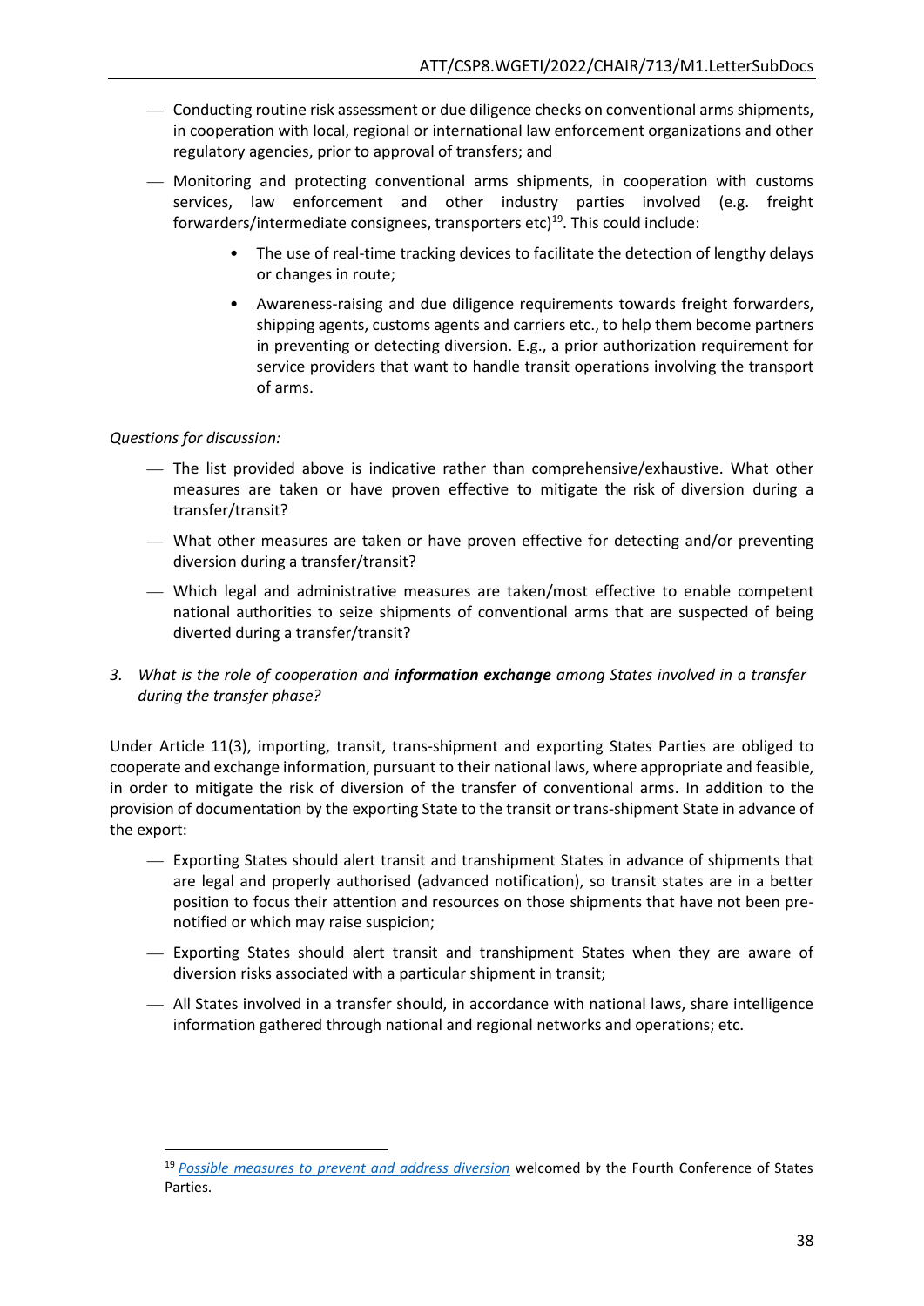- Conducting routine risk assessment or due diligence checks on conventional arms shipments, in cooperation with local, regional or international law enforcement organizations and other regulatory agencies, prior to approval of transfers; and
- Monitoring and protecting conventional arms shipments, in cooperation with customs services, law enforcement and other industry parties involved (e.g. freight forwarders/intermediate consignees, transporters etc)[19]. This could include:
    - The use of real-time tracking devices to facilitate the detection of lengthy delays or changes in route;
    - Awareness-raising and due diligence requirements towards freight forwarders, shipping agents, customs agents and carriers etc., to help them become partners in preventing or detecting diversion. E.g., a prior authorization requirement for service providers that want to handle transit operations involving the transport of arms.

*Questions for discussion:*

- The list provided above is indicative rather than comprehensive/exhaustive. What other measures are taken or have proven effective to mitigate the risk of diversion during a transfer/transit?
- What other measures are taken or have proven effective for detecting and/or preventing diversion during a transfer/transit?
- Which legal and administrative measures are taken/most effective to enable competent national authorities to seize shipments of conventional arms that are suspected of being diverted during a transfer/transit?

3. *What is the role of cooperation and* ***information exchange*** *among States involved in a transfer during the transfer phase?*

Under Article 11(3), importing, transit, trans-shipment and exporting States Parties are obliged to cooperate and exchange information, pursuant to their national laws, where appropriate and feasible, in order to mitigate the risk of diversion of the transfer of conventional arms. In addition to the provision of documentation by the exporting State to the transit or trans-shipment State in advance of the export:

- Exporting States should alert transit and transhipment States in advance of shipments that are legal and properly authorised (advanced notification), so transit states are in a better position to focus their attention and resources on those shipments that have not been pre-notified or which may raise suspicion;
- Exporting States should alert transit and transhipment States when they are aware of diversion risks associated with a particular shipment in transit;
- All States involved in a transfer should, in accordance with national laws, share intelligence information gathered through national and regional networks and operations; etc.

---

[19] *Possible measures to prevent and address diversion* welcomed by the Fourth Conference of States Parties.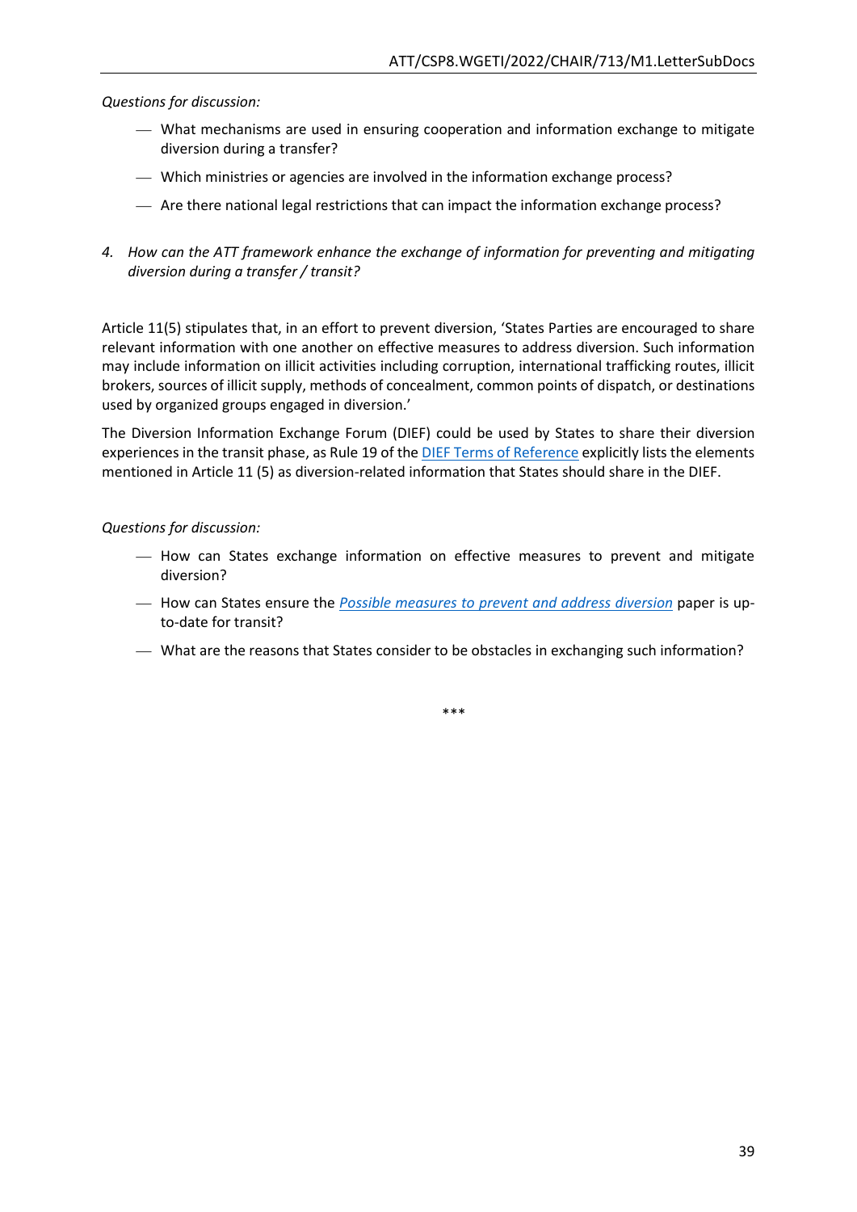*Questions for discussion:*

- What mechanisms are used in ensuring cooperation and information exchange to mitigate diversion during a transfer?
- Which ministries or agencies are involved in the information exchange process?
- Are there national legal restrictions that can impact the information exchange process?

4. *How can the ATT framework enhance the exchange of information for preventing and mitigating diversion during a transfer / transit?*

Article 11(5) stipulates that, in an effort to prevent diversion, 'States Parties are encouraged to share relevant information with one another on effective measures to address diversion. Such information may include information on illicit activities including corruption, international trafficking routes, illicit brokers, sources of illicit supply, methods of concealment, common points of dispatch, or destinations used by organized groups engaged in diversion.'

The Diversion Information Exchange Forum (DIEF) could be used by States to share their diversion experiences in the transit phase, as Rule 19 of the DIEF Terms of Reference explicitly lists the elements mentioned in Article 11 (5) as diversion-related information that States should share in the DIEF.

*Questions for discussion:*

- How can States exchange information on effective measures to prevent and mitigate diversion?
- How can States ensure the *Possible measures to prevent and address diversion* paper is up-to-date for transit?
- What are the reasons that States consider to be obstacles in exchanging such information?

***